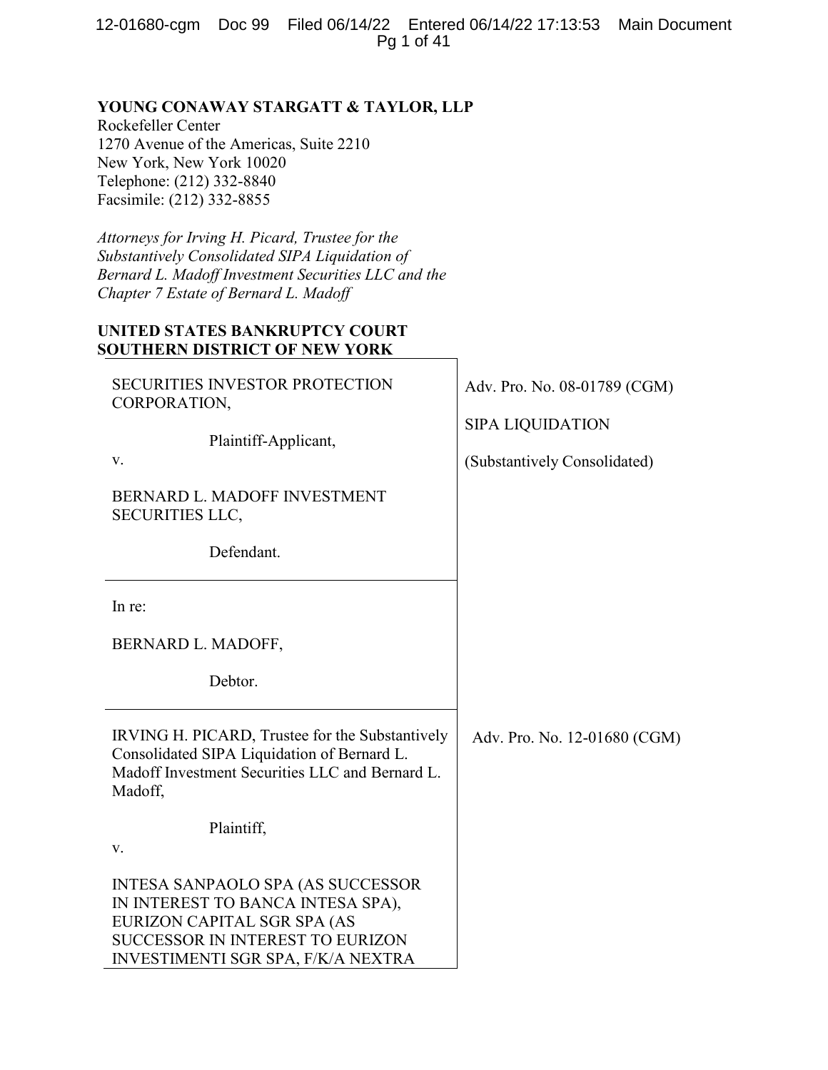**YOUNG CONAWAY STARGATT & TAYLOR, LLP**
Rockefeller Center
1270 Avenue of the Americas, Suite 2210
New York, New York 10020
Telephone: (212) 332-8840
Facsimile: (212) 332-8855

*Attorneys for Irving H. Picard, Trustee for the Substantively Consolidated SIPA Liquidation of Bernard L. Madoff Investment Securities LLC and the Chapter 7 Estate of Bernard L. Madoff*

**UNITED STATES BANKRUPTCY COURT**
**SOUTHERN DISTRICT OF NEW YORK**

| | |
|---|---|
| SECURITIES INVESTOR PROTECTION CORPORATION,<br><br>Plaintiff-Applicant,<br><br>v.<br><br>BERNARD L. MADOFF INVESTMENT SECURITIES LLC,<br><br>Defendant. | Adv. Pro. No. 08-01789 (CGM)<br><br>SIPA LIQUIDATION<br><br>(Substantively Consolidated) |
| In re:<br><br>BERNARD L. MADOFF,<br><br>Debtor. | |
| IRVING H. PICARD, Trustee for the Substantively Consolidated SIPA Liquidation of Bernard L. Madoff Investment Securities LLC and Bernard L. Madoff,<br><br>Plaintiff,<br><br>v.<br><br>INTESA SANPAOLO SPA (AS SUCCESSOR IN INTEREST TO BANCA INTESA SPA), EURIZON CAPITAL SGR SPA (AS SUCCESSOR IN INTEREST TO EURIZON INVESTIMENTI SGR SPA, F/K/A NEXTRA | Adv. Pro. No. 12-01680 (CGM) |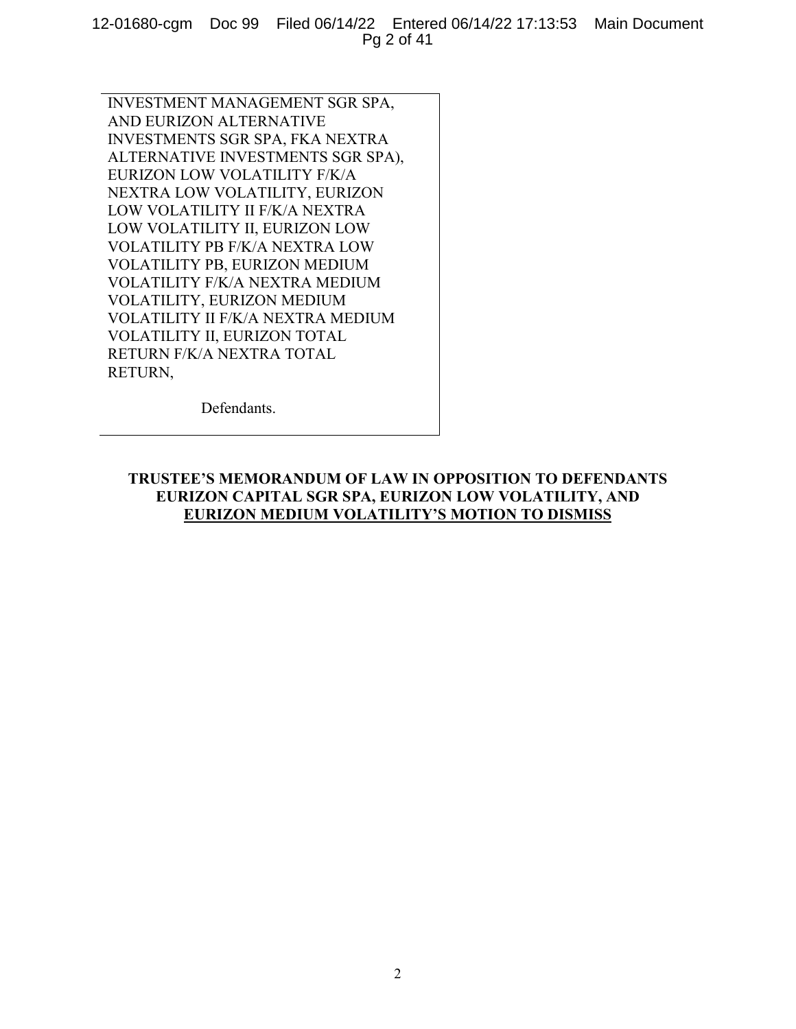INVESTMENT MANAGEMENT SGR SPA, AND EURIZON ALTERNATIVE INVESTMENTS SGR SPA, FKA NEXTRA ALTERNATIVE INVESTMENTS SGR SPA), EURIZON LOW VOLATILITY F/K/A NEXTRA LOW VOLATILITY, EURIZON LOW VOLATILITY II F/K/A NEXTRA LOW VOLATILITY II, EURIZON LOW VOLATILITY PB F/K/A NEXTRA LOW VOLATILITY PB, EURIZON MEDIUM VOLATILITY F/K/A NEXTRA MEDIUM VOLATILITY, EURIZON MEDIUM VOLATILITY II F/K/A NEXTRA MEDIUM VOLATILITY II, EURIZON TOTAL RETURN F/K/A NEXTRA TOTAL RETURN,

Defendants.

**TRUSTEE'S MEMORANDUM OF LAW IN OPPOSITION TO DEFENDANTS EURIZON CAPITAL SGR SPA, EURIZON LOW VOLATILITY, AND EURIZON MEDIUM VOLATILITY'S MOTION TO DISMISS**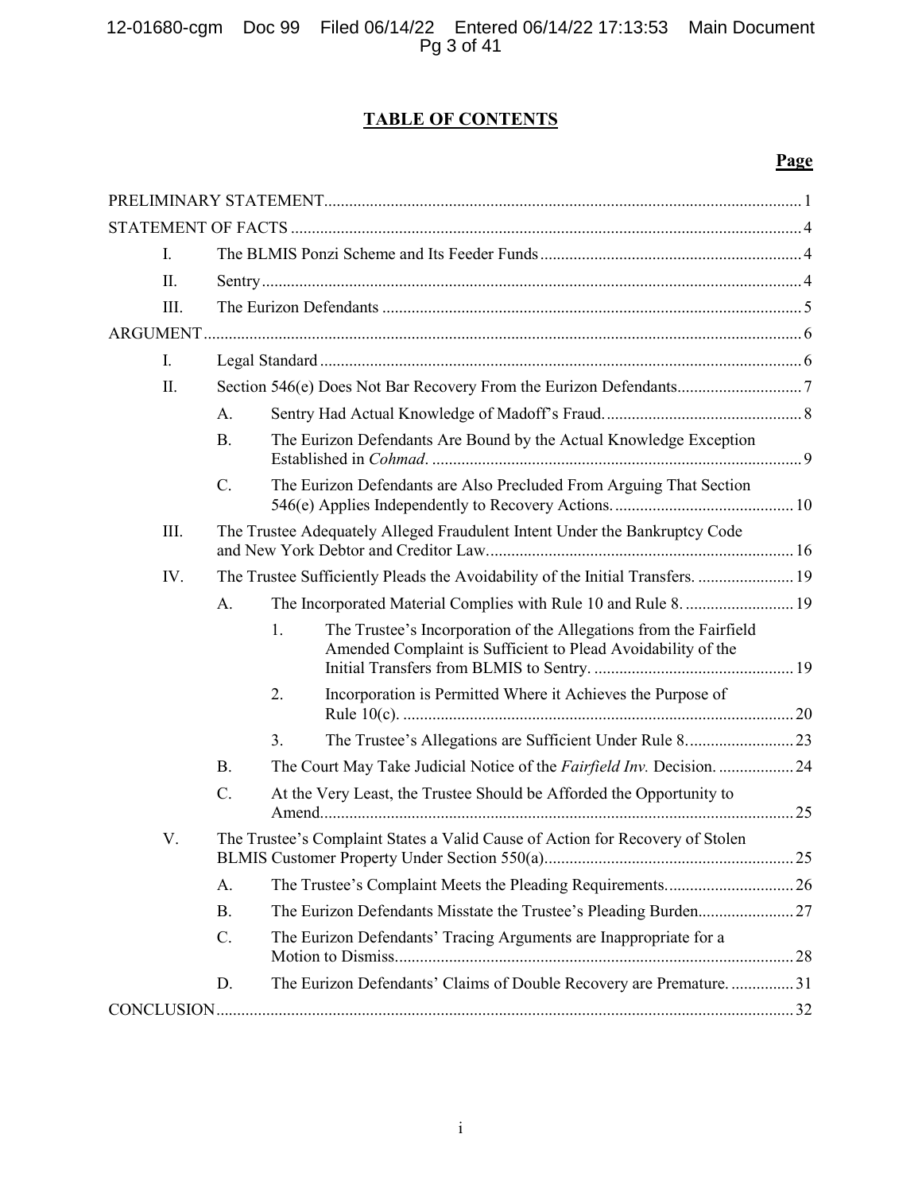## TABLE OF CONTENTS

**Page**

PRELIMINARY STATEMENT ..... 1

STATEMENT OF FACTS ..... 4

- I. The BLMIS Ponzi Scheme and Its Feeder Funds ..... 4
- II. Sentry ..... 4
- III. The Eurizon Defendants ..... 5

ARGUMENT ..... 6

- I. Legal Standard ..... 6
- II. Section 546(e) Does Not Bar Recovery From the Eurizon Defendants ..... 7
  - A. Sentry Had Actual Knowledge of Madoff's Fraud. ..... 8
  - B. The Eurizon Defendants Are Bound by the Actual Knowledge Exception Established in *Cohmad*. ..... 9
  - C. The Eurizon Defendants are Also Precluded From Arguing That Section 546(e) Applies Independently to Recovery Actions. ..... 10
- III. The Trustee Adequately Alleged Fraudulent Intent Under the Bankruptcy Code and New York Debtor and Creditor Law ..... 16
- IV. The Trustee Sufficiently Pleads the Avoidability of the Initial Transfers. ..... 19
  - A. The Incorporated Material Complies with Rule 10 and Rule 8. ..... 19
    - 1. The Trustee's Incorporation of the Allegations from the Fairfield Amended Complaint is Sufficient to Plead Avoidability of the Initial Transfers from BLMIS to Sentry. ..... 19
    - 2. Incorporation is Permitted Where it Achieves the Purpose of Rule 10(c). ..... 20
    - 3. The Trustee's Allegations are Sufficient Under Rule 8. ..... 23
  - B. The Court May Take Judicial Notice of the *Fairfield Inv.* Decision. ..... 24
  - C. At the Very Least, the Trustee Should be Afforded the Opportunity to Amend. ..... 25
- V. The Trustee's Complaint States a Valid Cause of Action for Recovery of Stolen BLMIS Customer Property Under Section 550(a) ..... 25
  - A. The Trustee's Complaint Meets the Pleading Requirements. ..... 26
  - B. The Eurizon Defendants Misstate the Trustee's Pleading Burden ..... 27
  - C. The Eurizon Defendants' Tracing Arguments are Inappropriate for a Motion to Dismiss ..... 28
  - D. The Eurizon Defendants' Claims of Double Recovery are Premature. ..... 31

CONCLUSION ..... 32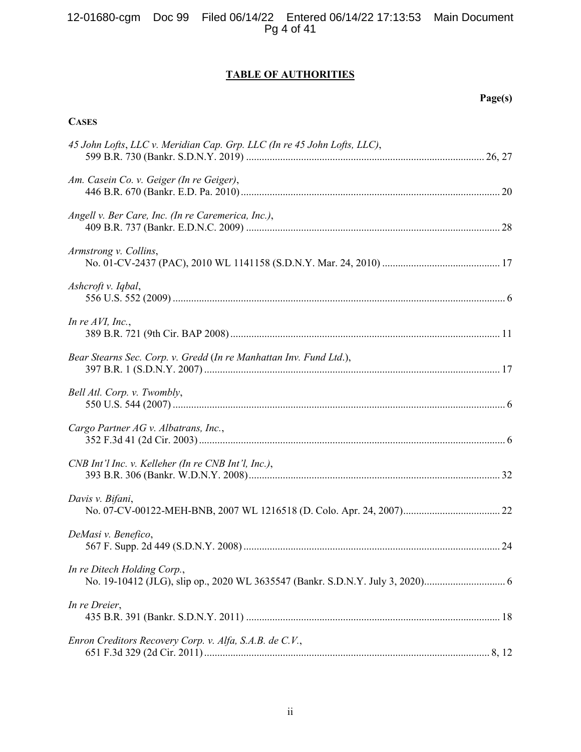# TABLE OF AUTHORITIES

**Page(s)**

**CASES**

*45 John Lofts, LLC v. Meridian Cap. Grp. LLC (In re 45 John Lofts, LLC)*, 599 B.R. 730 (Bankr. S.D.N.Y. 2019) .......... 26, 27

*Am. Casein Co. v. Geiger (In re Geiger)*, 446 B.R. 670 (Bankr. E.D. Pa. 2010) .......... 20

*Angell v. Ber Care, Inc. (In re Caremerica, Inc.)*, 409 B.R. 737 (Bankr. E.D.N.C. 2009) .......... 28

*Armstrong v. Collins*, No. 01-CV-2437 (PAC), 2010 WL 1141158 (S.D.N.Y. Mar. 24, 2010) .......... 17

*Ashcroft v. Iqbal*, 556 U.S. 552 (2009) .......... 6

*In re AVI, Inc.*, 389 B.R. 721 (9th Cir. BAP 2008) .......... 11

*Bear Stearns Sec. Corp. v. Gredd* (*In re Manhattan Inv. Fund Ltd.*), 397 B.R. 1 (S.D.N.Y. 2007) .......... 17

*Bell Atl. Corp. v. Twombly*, 550 U.S. 544 (2007) .......... 6

*Cargo Partner AG v. Albatrans, Inc.*, 352 F.3d 41 (2d Cir. 2003) .......... 6

*CNB Int'l Inc. v. Kelleher (In re CNB Int'l, Inc.)*, 393 B.R. 306 (Bankr. W.D.N.Y. 2008) .......... 32

*Davis v. Bifani*, No. 07-CV-00122-MEH-BNB, 2007 WL 1216518 (D. Colo. Apr. 24, 2007) .......... 22

*DeMasi v. Benefico*, 567 F. Supp. 2d 449 (S.D.N.Y. 2008) .......... 24

*In re Ditech Holding Corp.*, No. 19-10412 (JLG), slip op., 2020 WL 3635547 (Bankr. S.D.N.Y. July 3, 2020) .......... 6

*In re Dreier*, 435 B.R. 391 (Bankr. S.D.N.Y. 2011) .......... 18

*Enron Creditors Recovery Corp. v. Alfa, S.A.B. de C.V.*, 651 F.3d 329 (2d Cir. 2011) .......... 8, 12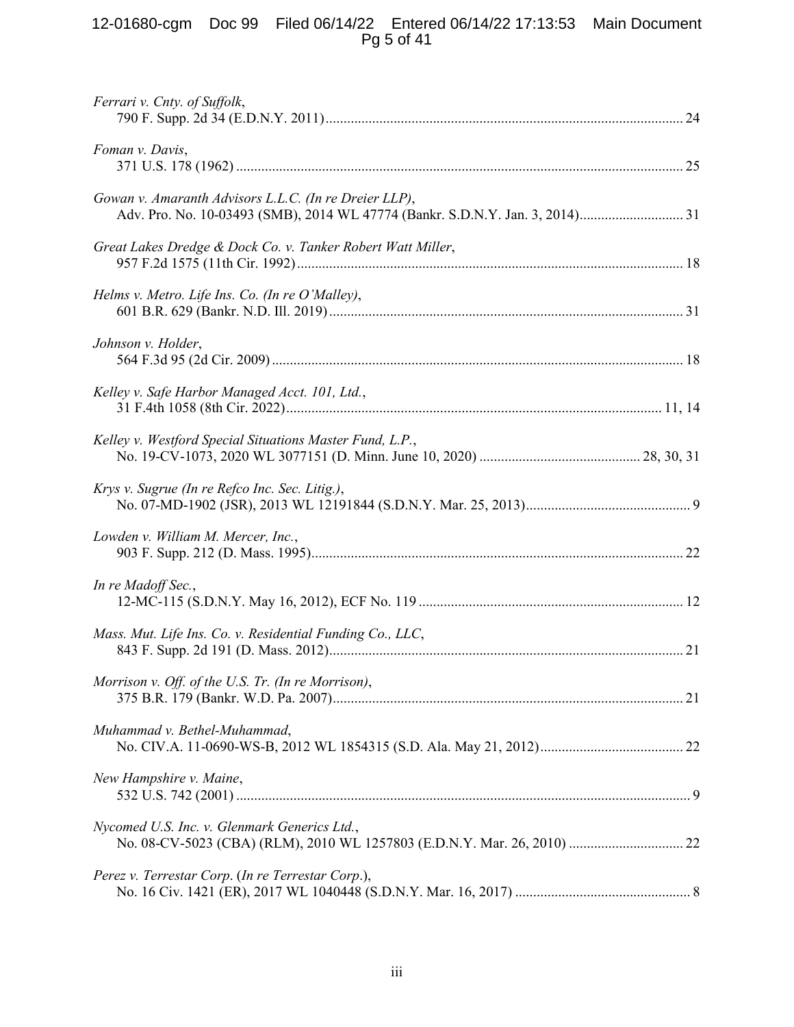*Ferrari v. Cnty. of Suffolk*,
790 F. Supp. 2d 34 (E.D.N.Y. 2011) ........................................................................................ 24

*Foman v. Davis*,
371 U.S. 178 (1962) .................................................................................................................. 25

*Gowan v. Amaranth Advisors L.L.C. (In re Dreier LLP)*,
Adv. Pro. No. 10-03493 (SMB), 2014 WL 47774 (Bankr. S.D.N.Y. Jan. 3, 2014) ................................ 31

*Great Lakes Dredge & Dock Co. v. Tanker Robert Watt Miller*,
957 F.2d 1575 (11th Cir. 1992) .................................................................................................. 18

*Helms v. Metro. Life Ins. Co. (In re O'Malley)*,
601 B.R. 629 (Bankr. N.D. Ill. 2019) ......................................................................................... 31

*Johnson v. Holder*,
564 F.3d 95 (2d Cir. 2009) ......................................................................................................... 18

*Kelley v. Safe Harbor Managed Acct. 101, Ltd.*,
31 F.4th 1058 (8th Cir. 2022) ............................................................................................... 11, 14

*Kelley v. Westford Special Situations Master Fund, L.P.*,
No. 19-CV-1073, 2020 WL 3077151 (D. Minn. June 10, 2020) ............................................. 28, 30, 31

*Krys v. Sugrue (In re Refco Inc. Sec. Litig.)*,
No. 07-MD-1902 (JSR), 2013 WL 12191844 (S.D.N.Y. Mar. 25, 2013) .............................................. 9

*Lowden v. William M. Mercer, Inc.*,
903 F. Supp. 212 (D. Mass. 1995) .............................................................................................. 22

*In re Madoff Sec.*,
12-MC-115 (S.D.N.Y. May 16, 2012), ECF No. 119 ........................................................................ 12

*Mass. Mut. Life Ins. Co. v. Residential Funding Co., LLC*,
843 F. Supp. 2d 191 (D. Mass. 2012) .......................................................................................... 21

*Morrison v. Off. of the U.S. Tr. (In re Morrison)*,
375 B.R. 179 (Bankr. W.D. Pa. 2007) ......................................................................................... 21

*Muhammad v. Bethel-Muhammad*,
No. CIV.A. 11-0690-WS-B, 2012 WL 1854315 (S.D. Ala. May 21, 2012) ........................................ 22

*New Hampshire v. Maine*,
532 U.S. 742 (2001) ..................................................................................................................... 9

*Nycomed U.S. Inc. v. Glenmark Generics Ltd.*,
No. 08-CV-5023 (CBA) (RLM), 2010 WL 1257803 (E.D.N.Y. Mar. 26, 2010) ................................ 22

*Perez v. Terrestar Corp.* (*In re Terrestar Corp.*),
No. 16 Civ. 1421 (ER), 2017 WL 1040448 (S.D.N.Y. Mar. 16, 2017) ................................................ 8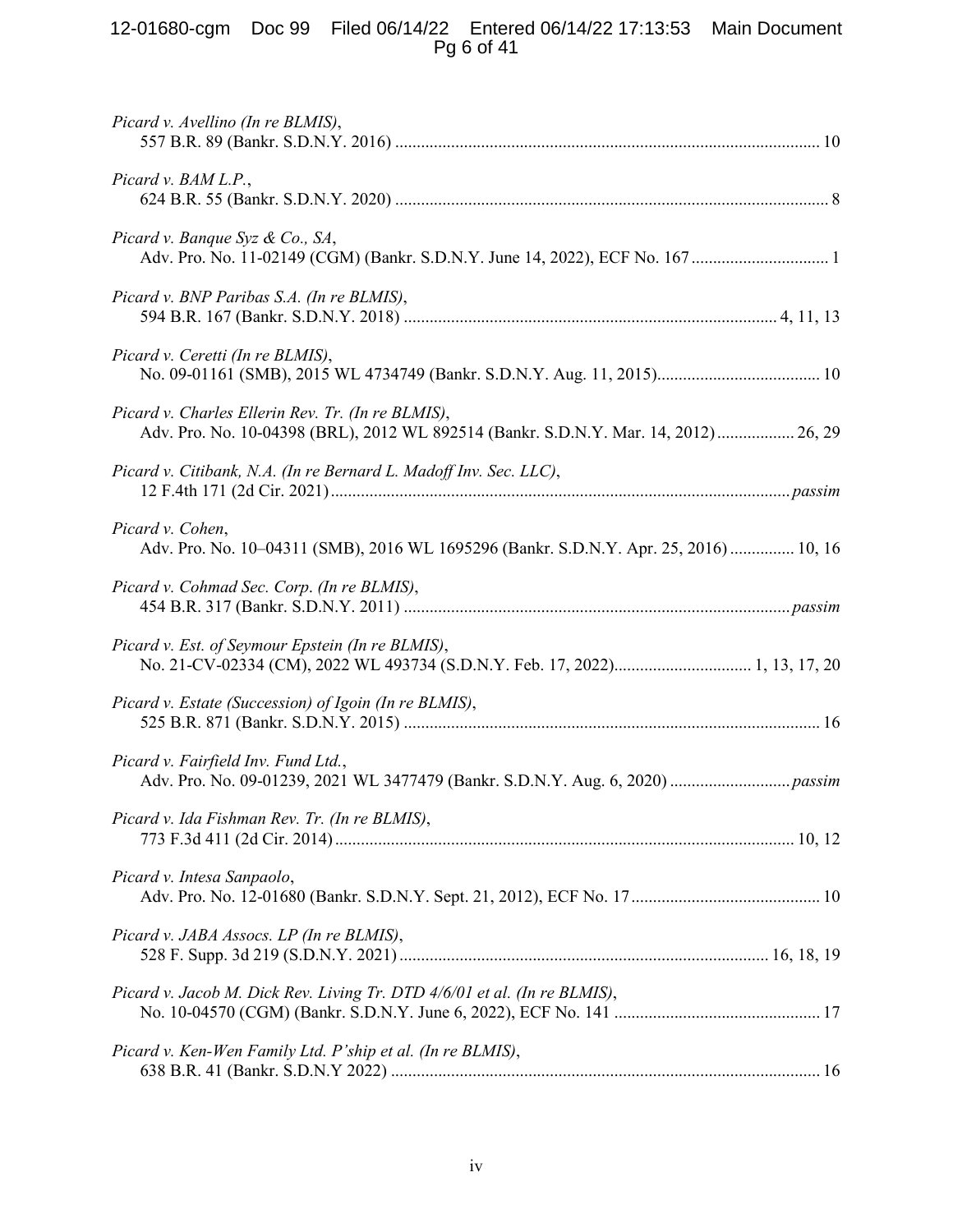*Picard v. Avellino (In re BLMIS)*,
557 B.R. 89 (Bankr. S.D.N.Y. 2016) .................................................................................................. 10

*Picard v. BAM L.P.*,
624 B.R. 55 (Bankr. S.D.N.Y. 2020) .................................................................................................... 8

*Picard v. Banque Syz & Co., SA*,
Adv. Pro. No. 11-02149 (CGM) (Bankr. S.D.N.Y. June 14, 2022), ECF No. 167 ................................ 1

*Picard v. BNP Paribas S.A. (In re BLMIS)*,
594 B.R. 167 (Bankr. S.D.N.Y. 2018) ...................................................................................... 4, 11, 13

*Picard v. Ceretti (In re BLMIS)*,
No. 09-01161 (SMB), 2015 WL 4734749 (Bankr. S.D.N.Y. Aug. 11, 2015)...................................... 10

*Picard v. Charles Ellerin Rev. Tr. (In re BLMIS)*,
Adv. Pro. No. 10-04398 (BRL), 2012 WL 892514 (Bankr. S.D.N.Y. Mar. 14, 2012) .................. 26, 29

*Picard v. Citibank, N.A. (In re Bernard L. Madoff Inv. Sec. LLC)*,
12 F.4th 171 (2d Cir. 2021) .......................................................................................................... *passim*

*Picard v. Cohen*,
Adv. Pro. No. 10–04311 (SMB), 2016 WL 1695296 (Bankr. S.D.N.Y. Apr. 25, 2016) ............... 10, 16

*Picard v. Cohmad Sec. Corp. (In re BLMIS)*,
454 B.R. 317 (Bankr. S.D.N.Y. 2011) ......................................................................................... *passim*

*Picard v. Est. of Seymour Epstein (In re BLMIS)*,
No. 21-CV-02334 (CM), 2022 WL 493734 (S.D.N.Y. Feb. 17, 2022)................................ 1, 13, 17, 20

*Picard v. Estate (Succession) of Igoin (In re BLMIS)*,
525 B.R. 871 (Bankr. S.D.N.Y. 2015) ................................................................................................ 16

*Picard v. Fairfield Inv. Fund Ltd.*,
Adv. Pro. No. 09-01239, 2021 WL 3477479 (Bankr. S.D.N.Y. Aug. 6, 2020) ........................... *passim*

*Picard v. Ida Fishman Rev. Tr. (In re BLMIS)*,
773 F.3d 411 (2d Cir. 2014) .......................................................................................................... 10, 12

*Picard v. Intesa Sanpaolo*,
Adv. Pro. No. 12-01680 (Bankr. S.D.N.Y. Sept. 21, 2012), ECF No. 17............................................ 10

*Picard v. JABA Assocs. LP (In re BLMIS)*,
528 F. Supp. 3d 219 (S.D.N.Y. 2021) ..................................................................................... 16, 18, 19

*Picard v. Jacob M. Dick Rev. Living Tr. DTD 4/6/01 et al. (In re BLMIS)*,
No. 10-04570 (CGM) (Bankr. S.D.N.Y. June 6, 2022), ECF No. 141 ................................................ 17

*Picard v. Ken-Wen Family Ltd. P'ship et al. (In re BLMIS)*,
638 B.R. 41 (Bankr. S.D.N.Y 2022) ................................................................................................... 16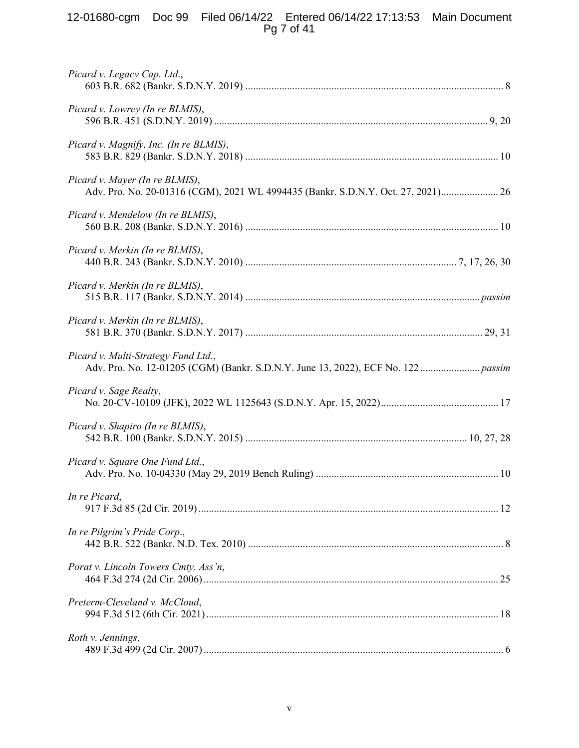*Picard v. Legacy Cap. Ltd.*,
603 B.R. 682 (Bankr. S.D.N.Y. 2019) .................................................................................................. 8

*Picard v. Lowrey (In re BLMIS)*,
596 B.R. 451 (S.D.N.Y. 2019) ........................................................................................................ 9, 20

*Picard v. Magnify, Inc. (In re BLMIS)*,
583 B.R. 829 (Bankr. S.D.N.Y. 2018) ................................................................................................ 10

*Picard v. Mayer (In re BLMIS)*,
Adv. Pro. No. 20-01316 (CGM), 2021 WL 4994435 (Bankr. S.D.N.Y. Oct. 27, 2021)...................... 26

*Picard v. Mendelow (In re BLMIS)*,
560 B.R. 208 (Bankr. S.D.N.Y. 2016) ................................................................................................ 10

*Picard v. Merkin (In re BLMIS)*,
440 B.R. 243 (Bankr. S.D.N.Y. 2010) ................................................................................ 7, 17, 26, 30

*Picard v. Merkin (In re BLMIS)*,
515 B.R. 117 (Bankr. S.D.N.Y. 2014) .......................................................................................... *passim*

*Picard v. Merkin (In re BLMIS)*,
581 B.R. 370 (Bankr. S.D.N.Y. 2017) .......................................................................................... 29, 31

*Picard v. Multi-Strategy Fund Ltd.*,
Adv. Pro. No. 12-01205 (CGM) (Bankr. S.D.N.Y. June 13, 2022), ECF No. 122 ....................... *passim*

*Picard v. Sage Realty*,
No. 20-CV-10109 (JFK), 2022 WL 1125643 (S.D.N.Y. Apr. 15, 2022)............................................. 17

*Picard v. Shapiro (In re BLMIS)*,
542 B.R. 100 (Bankr. S.D.N.Y. 2015) .................................................................................... 10, 27, 28

*Picard v. Square One Fund Ltd.*,
Adv. Pro. No. 10-04330 (May 29, 2019 Bench Ruling) ..................................................................... 10

*In re Picard*,
917 F.3d 85 (2d Cir. 2019) .................................................................................................................. 12

*In re Pilgrim's Pride Corp.*,
442 B.R. 522 (Bankr. N.D. Tex. 2010) ................................................................................................. 8

*Porat v. Lincoln Towers Cmty. Ass'n*,
464 F.3d 274 (2d Cir. 2006) ................................................................................................................ 25

*Preterm-Cleveland v. McCloud*,
994 F.3d 512 (6th Cir. 2021) ............................................................................................................... 18

*Roth v. Jennings*,
489 F.3d 499 (2d Cir. 2007) .................................................................................................................. 6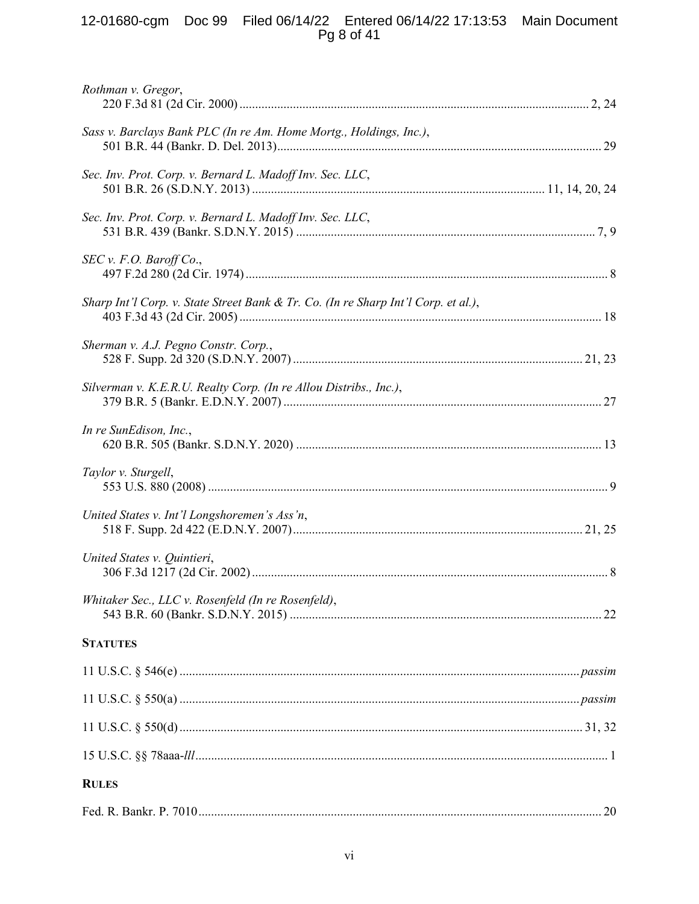*Rothman v. Gregor*,
220 F.3d 81 (2d Cir. 2000) .............................................................................................................. 2, 24

*Sass v. Barclays Bank PLC (In re Am. Home Mortg., Holdings, Inc.)*,
501 B.R. 44 (Bankr. D. Del. 2013) ...................................................................................................... 29

*Sec. Inv. Prot. Corp. v. Bernard L. Madoff Inv. Sec. LLC*,
501 B.R. 26 (S.D.N.Y. 2013) ........................................................................................... 11, 14, 20, 24

*Sec. Inv. Prot. Corp. v. Bernard L. Madoff Inv. Sec. LLC*,
531 B.R. 439 (Bankr. S.D.N.Y. 2015) .............................................................................................. 7, 9

*SEC v. F.O. Baroff Co.*,
497 F.2d 280 (2d Cir. 1974) .................................................................................................................. 8

*Sharp Int'l Corp. v. State Street Bank & Tr. Co. (In re Sharp Int'l Corp. et al.)*,
403 F.3d 43 (2d Cir. 2005) .................................................................................................................. 18

*Sherman v. A.J. Pegno Constr. Corp.*,
528 F. Supp. 2d 320 (S.D.N.Y. 2007) ........................................................................................... 21, 23

*Silverman v. K.E.R.U. Realty Corp. (In re Allou Distribs., Inc.)*,
379 B.R. 5 (Bankr. E.D.N.Y. 2007) .................................................................................................... 27

*In re SunEdison, Inc.*,
620 B.R. 505 (Bankr. S.D.N.Y. 2020) ................................................................................................ 13

*Taylor v. Sturgell*,
553 U.S. 880 (2008) .............................................................................................................................. 9

*United States v. Int'l Longshoremen's Ass'n*,
518 F. Supp. 2d 422 (E.D.N.Y. 2007) .......................................................................................... 21, 25

*United States v. Quintieri*,
306 F.3d 1217 (2d Cir. 2002) ................................................................................................................ 8

*Whitaker Sec., LLC v. Rosenfeld (In re Rosenfeld)*,
543 B.R. 60 (Bankr. S.D.N.Y. 2015) .................................................................................................. 22

**STATUTES**

11 U.S.C. § 546(e) ............................................................................................................................. *passim*

11 U.S.C. § 550(a) ............................................................................................................................. *passim*

11 U.S.C. § 550(d) .............................................................................................................................. 31, 32

15 U.S.C. §§ 78aaa-*lll* ................................................................................................................................ 1

**RULES**

Fed. R. Bankr. P. 7010 .............................................................................................................................. 20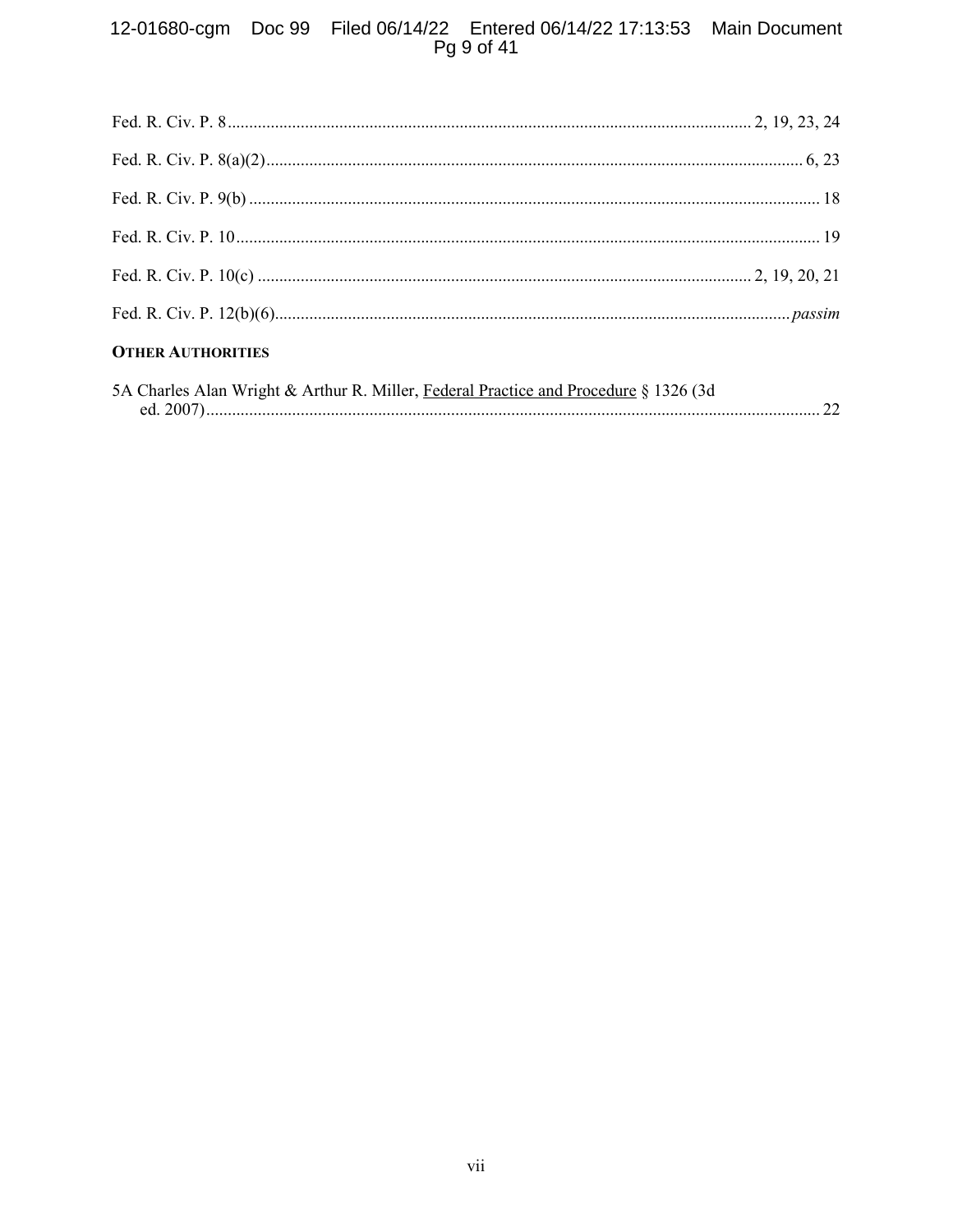Fed. R. Civ. P. 8 .......... 2, 19, 23, 24

Fed. R. Civ. P. 8(a)(2) .......... 6, 23

Fed. R. Civ. P. 9(b) .......... 18

Fed. R. Civ. P. 10 .......... 19

Fed. R. Civ. P. 10(c) .......... 2, 19, 20, 21

Fed. R. Civ. P. 12(b)(6) .......... *passim*

**OTHER AUTHORITIES**

5A Charles Alan Wright & Arthur R. Miller, Federal Practice and Procedure § 1326 (3d ed. 2007) .......... 22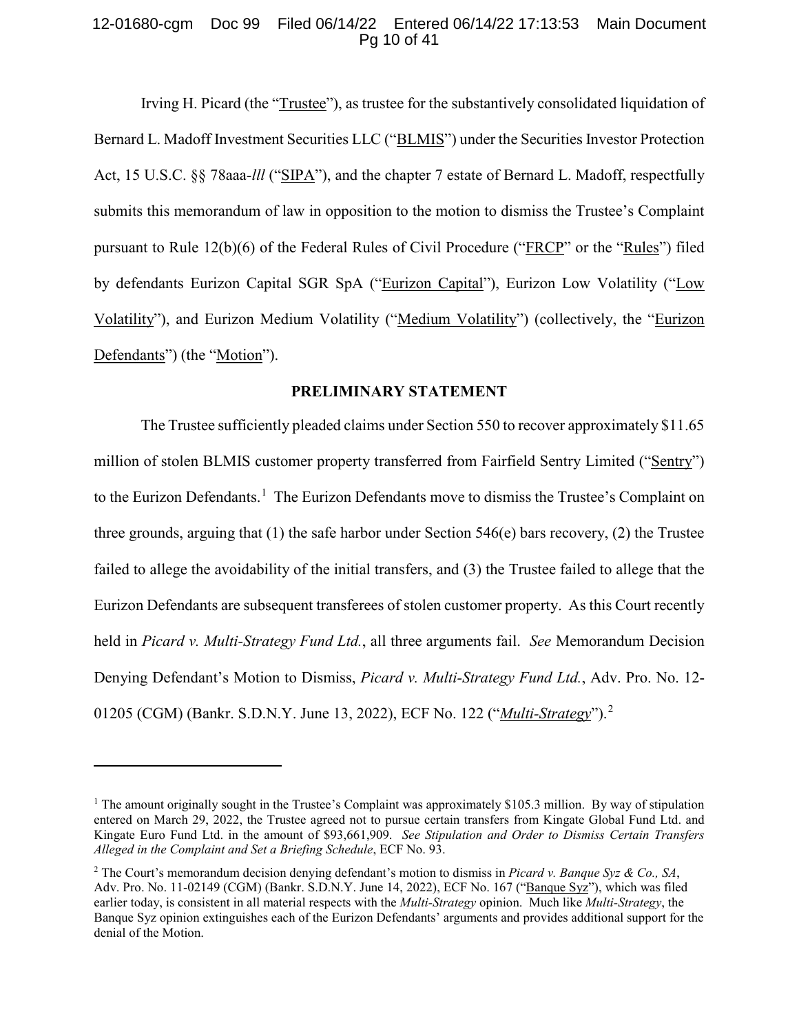Irving H. Picard (the "Trustee"), as trustee for the substantively consolidated liquidation of Bernard L. Madoff Investment Securities LLC ("BLMIS") under the Securities Investor Protection Act, 15 U.S.C. §§ 78aaa-*lll* ("SIPA"), and the chapter 7 estate of Bernard L. Madoff, respectfully submits this memorandum of law in opposition to the motion to dismiss the Trustee's Complaint pursuant to Rule 12(b)(6) of the Federal Rules of Civil Procedure ("FRCP" or the "Rules") filed by defendants Eurizon Capital SGR SpA ("Eurizon Capital"), Eurizon Low Volatility ("Low Volatility"), and Eurizon Medium Volatility ("Medium Volatility") (collectively, the "Eurizon Defendants") (the "Motion").

## PRELIMINARY STATEMENT

The Trustee sufficiently pleaded claims under Section 550 to recover approximately $11.65 million of stolen BLMIS customer property transferred from Fairfield Sentry Limited ("Sentry") to the Eurizon Defendants.[1] The Eurizon Defendants move to dismiss the Trustee's Complaint on three grounds, arguing that (1) the safe harbor under Section 546(e) bars recovery, (2) the Trustee failed to allege the avoidability of the initial transfers, and (3) the Trustee failed to allege that the Eurizon Defendants are subsequent transferees of stolen customer property. As this Court recently held in *Picard v. Multi-Strategy Fund Ltd.*, all three arguments fail. *See* Memorandum Decision Denying Defendant's Motion to Dismiss, *Picard v. Multi-Strategy Fund Ltd.*, Adv. Pro. No. 12-01205 (CGM) (Bankr. S.D.N.Y. June 13, 2022), ECF No. 122 ("*Multi-Strategy*").[2]

---

[1] The amount originally sought in the Trustee's Complaint was approximately $105.3 million. By way of stipulation entered on March 29, 2022, the Trustee agreed not to pursue certain transfers from Kingate Global Fund Ltd. and Kingate Euro Fund Ltd. in the amount of $93,661,909. *See Stipulation and Order to Dismiss Certain Transfers Alleged in the Complaint and Set a Briefing Schedule*, ECF No. 93.

[2] The Court's memorandum decision denying defendant's motion to dismiss in *Picard v. Banque Syz & Co., SA*, Adv. Pro. No. 11-02149 (CGM) (Bankr. S.D.N.Y. June 14, 2022), ECF No. 167 ("Banque Syz"), which was filed earlier today, is consistent in all material respects with the *Multi-Strategy* opinion. Much like *Multi-Strategy*, the Banque Syz opinion extinguishes each of the Eurizon Defendants' arguments and provides additional support for the denial of the Motion.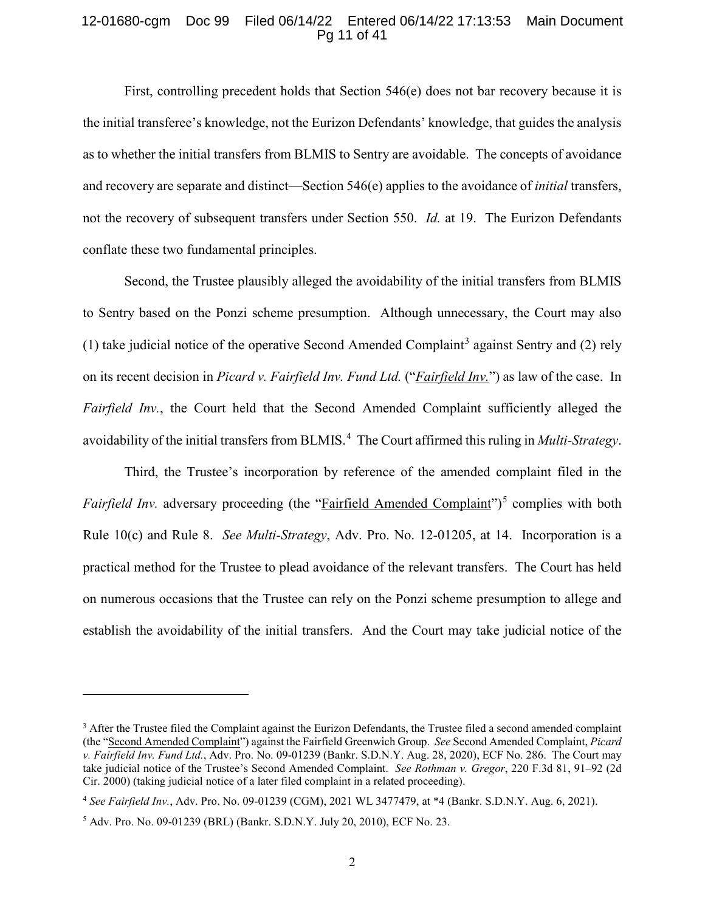First, controlling precedent holds that Section 546(e) does not bar recovery because it is the initial transferee's knowledge, not the Eurizon Defendants' knowledge, that guides the analysis as to whether the initial transfers from BLMIS to Sentry are avoidable. The concepts of avoidance and recovery are separate and distinct—Section 546(e) applies to the avoidance of *initial* transfers, not the recovery of subsequent transfers under Section 550. *Id.* at 19. The Eurizon Defendants conflate these two fundamental principles.

Second, the Trustee plausibly alleged the avoidability of the initial transfers from BLMIS to Sentry based on the Ponzi scheme presumption. Although unnecessary, the Court may also (1) take judicial notice of the operative Second Amended Complaint[3] against Sentry and (2) rely on its recent decision in *Picard v. Fairfield Inv. Fund Ltd.* ("*Fairfield Inv.*") as law of the case. In *Fairfield Inv.*, the Court held that the Second Amended Complaint sufficiently alleged the avoidability of the initial transfers from BLMIS.[4] The Court affirmed this ruling in *Multi-Strategy*.

Third, the Trustee's incorporation by reference of the amended complaint filed in the *Fairfield Inv.* adversary proceeding (the "Fairfield Amended Complaint")[5] complies with both Rule 10(c) and Rule 8. *See Multi-Strategy*, Adv. Pro. No. 12-01205, at 14. Incorporation is a practical method for the Trustee to plead avoidance of the relevant transfers. The Court has held on numerous occasions that the Trustee can rely on the Ponzi scheme presumption to allege and establish the avoidability of the initial transfers. And the Court may take judicial notice of the

---

[3] After the Trustee filed the Complaint against the Eurizon Defendants, the Trustee filed a second amended complaint (the "Second Amended Complaint") against the Fairfield Greenwich Group. *See* Second Amended Complaint, *Picard v. Fairfield Inv. Fund Ltd.*, Adv. Pro. No. 09-01239 (Bankr. S.D.N.Y. Aug. 28, 2020), ECF No. 286. The Court may take judicial notice of the Trustee's Second Amended Complaint. *See Rothman v. Gregor*, 220 F.3d 81, 91–92 (2d Cir. 2000) (taking judicial notice of a later filed complaint in a related proceeding).

[4] *See Fairfield Inv.*, Adv. Pro. No. 09-01239 (CGM), 2021 WL 3477479, at *4 (Bankr. S.D.N.Y. Aug. 6, 2021).

[5] Adv. Pro. No. 09-01239 (BRL) (Bankr. S.D.N.Y. July 20, 2010), ECF No. 23.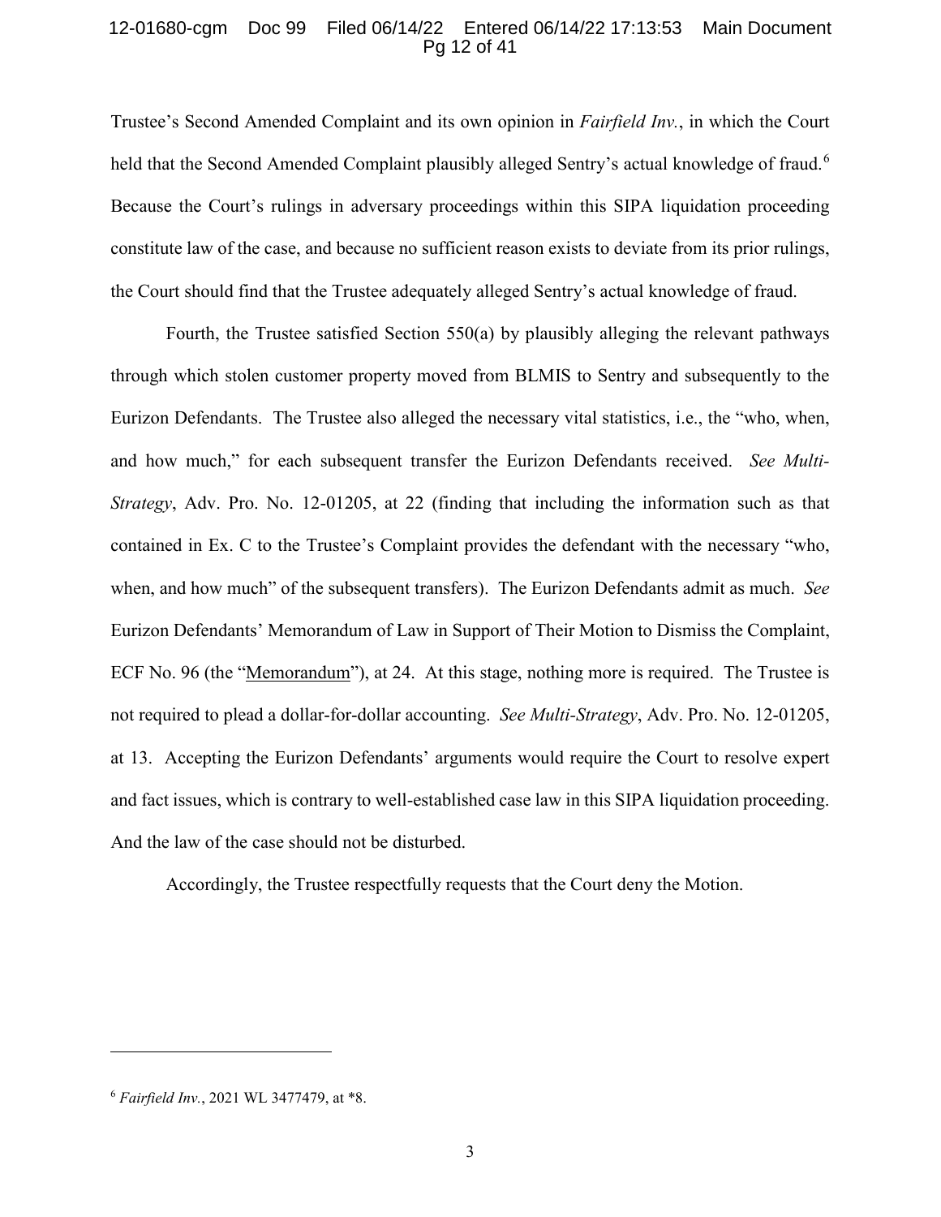Trustee's Second Amended Complaint and its own opinion in *Fairfield Inv.*, in which the Court held that the Second Amended Complaint plausibly alleged Sentry's actual knowledge of fraud.[6] Because the Court's rulings in adversary proceedings within this SIPA liquidation proceeding constitute law of the case, and because no sufficient reason exists to deviate from its prior rulings, the Court should find that the Trustee adequately alleged Sentry's actual knowledge of fraud.

Fourth, the Trustee satisfied Section 550(a) by plausibly alleging the relevant pathways through which stolen customer property moved from BLMIS to Sentry and subsequently to the Eurizon Defendants. The Trustee also alleged the necessary vital statistics, i.e., the "who, when, and how much," for each subsequent transfer the Eurizon Defendants received. *See Multi-Strategy*, Adv. Pro. No. 12-01205, at 22 (finding that including the information such as that contained in Ex. C to the Trustee's Complaint provides the defendant with the necessary "who, when, and how much" of the subsequent transfers). The Eurizon Defendants admit as much. *See* Eurizon Defendants' Memorandum of Law in Support of Their Motion to Dismiss the Complaint, ECF No. 96 (the "Memorandum"), at 24. At this stage, nothing more is required. The Trustee is not required to plead a dollar-for-dollar accounting. *See Multi-Strategy*, Adv. Pro. No. 12-01205, at 13. Accepting the Eurizon Defendants' arguments would require the Court to resolve expert and fact issues, which is contrary to well-established case law in this SIPA liquidation proceeding. And the law of the case should not be disturbed.

Accordingly, the Trustee respectfully requests that the Court deny the Motion.

---

[6] *Fairfield Inv.*, 2021 WL 3477479, at *8.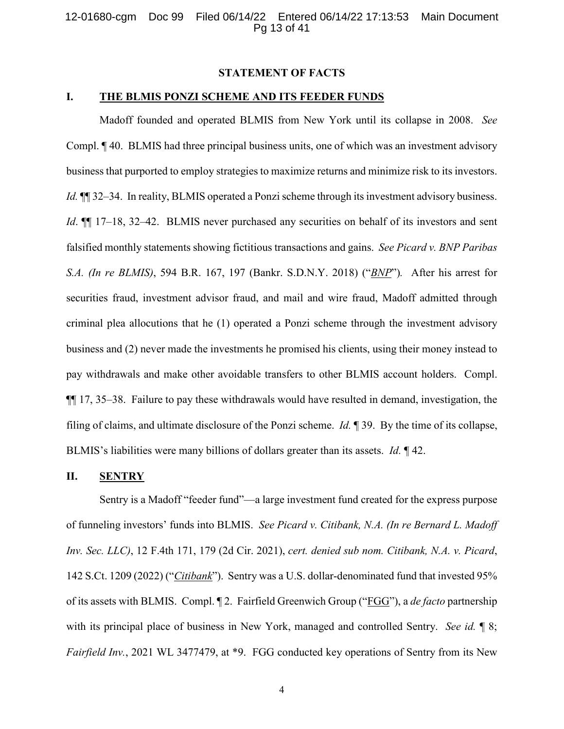## STATEMENT OF FACTS

### I. THE BLMIS PONZI SCHEME AND ITS FEEDER FUNDS

Madoff founded and operated BLMIS from New York until its collapse in 2008. *See* Compl. ¶ 40. BLMIS had three principal business units, one of which was an investment advisory business that purported to employ strategies to maximize returns and minimize risk to its investors. *Id.* ¶¶ 32–34. In reality, BLMIS operated a Ponzi scheme through its investment advisory business. *Id*. ¶¶ 17–18, 32–42. BLMIS never purchased any securities on behalf of its investors and sent falsified monthly statements showing fictitious transactions and gains. *See Picard v. BNP Paribas S.A. (In re BLMIS)*, 594 B.R. 167, 197 (Bankr. S.D.N.Y. 2018) ("*BNP*"). After his arrest for securities fraud, investment advisor fraud, and mail and wire fraud, Madoff admitted through criminal plea allocutions that he (1) operated a Ponzi scheme through the investment advisory business and (2) never made the investments he promised his clients, using their money instead to pay withdrawals and make other avoidable transfers to other BLMIS account holders. Compl. ¶¶ 17, 35–38. Failure to pay these withdrawals would have resulted in demand, investigation, the filing of claims, and ultimate disclosure of the Ponzi scheme. *Id.* ¶ 39. By the time of its collapse, BLMIS's liabilities were many billions of dollars greater than its assets. *Id.* ¶ 42.

### II. SENTRY

Sentry is a Madoff "feeder fund"—a large investment fund created for the express purpose of funneling investors' funds into BLMIS. *See Picard v. Citibank, N.A. (In re Bernard L. Madoff Inv. Sec. LLC)*, 12 F.4th 171, 179 (2d Cir. 2021), *cert. denied sub nom. Citibank, N.A. v. Picard*, 142 S.Ct. 1209 (2022) ("*Citibank*"). Sentry was a U.S. dollar-denominated fund that invested 95% of its assets with BLMIS. Compl. ¶ 2. Fairfield Greenwich Group ("FGG"), a *de facto* partnership with its principal place of business in New York, managed and controlled Sentry. *See id.* ¶ 8; *Fairfield Inv.*, 2021 WL 3477479, at *9. FGG conducted key operations of Sentry from its New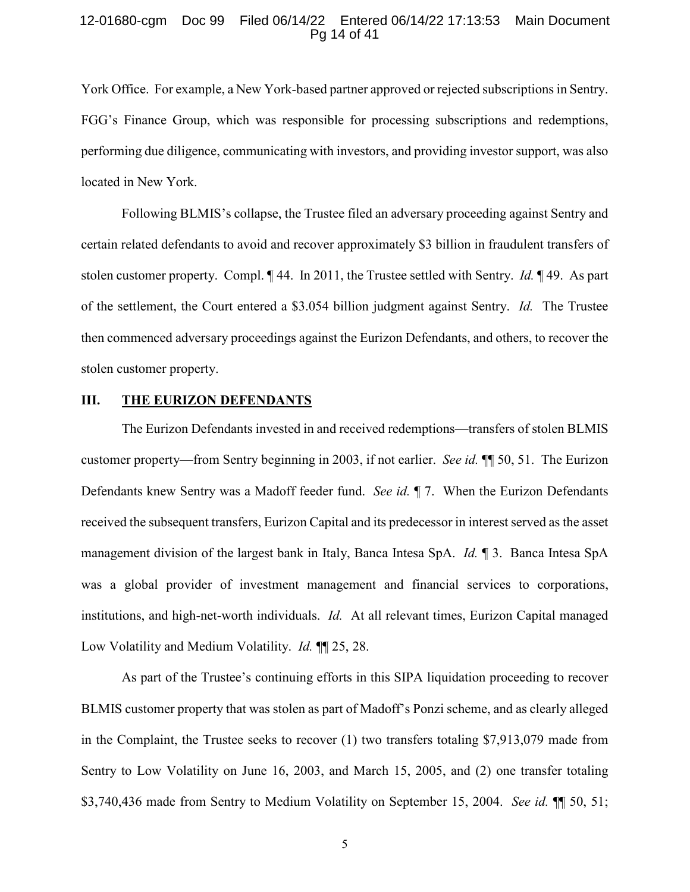York Office. For example, a New York-based partner approved or rejected subscriptions in Sentry. FGG's Finance Group, which was responsible for processing subscriptions and redemptions, performing due diligence, communicating with investors, and providing investor support, was also located in New York.

Following BLMIS's collapse, the Trustee filed an adversary proceeding against Sentry and certain related defendants to avoid and recover approximately $3 billion in fraudulent transfers of stolen customer property. Compl. ¶ 44. In 2011, the Trustee settled with Sentry. *Id.* ¶ 49. As part of the settlement, the Court entered a $3.054 billion judgment against Sentry. *Id.* The Trustee then commenced adversary proceedings against the Eurizon Defendants, and others, to recover the stolen customer property.

## III. THE EURIZON DEFENDANTS

The Eurizon Defendants invested in and received redemptions—transfers of stolen BLMIS customer property—from Sentry beginning in 2003, if not earlier. *See id.* ¶¶ 50, 51. The Eurizon Defendants knew Sentry was a Madoff feeder fund. *See id.* ¶ 7. When the Eurizon Defendants received the subsequent transfers, Eurizon Capital and its predecessor in interest served as the asset management division of the largest bank in Italy, Banca Intesa SpA. *Id.* ¶ 3. Banca Intesa SpA was a global provider of investment management and financial services to corporations, institutions, and high-net-worth individuals. *Id.* At all relevant times, Eurizon Capital managed Low Volatility and Medium Volatility. *Id.* ¶¶ 25, 28.

As part of the Trustee's continuing efforts in this SIPA liquidation proceeding to recover BLMIS customer property that was stolen as part of Madoff's Ponzi scheme, and as clearly alleged in the Complaint, the Trustee seeks to recover (1) two transfers totaling $7,913,079 made from Sentry to Low Volatility on June 16, 2003, and March 15, 2005, and (2) one transfer totaling $3,740,436 made from Sentry to Medium Volatility on September 15, 2004. *See id.* ¶¶ 50, 51;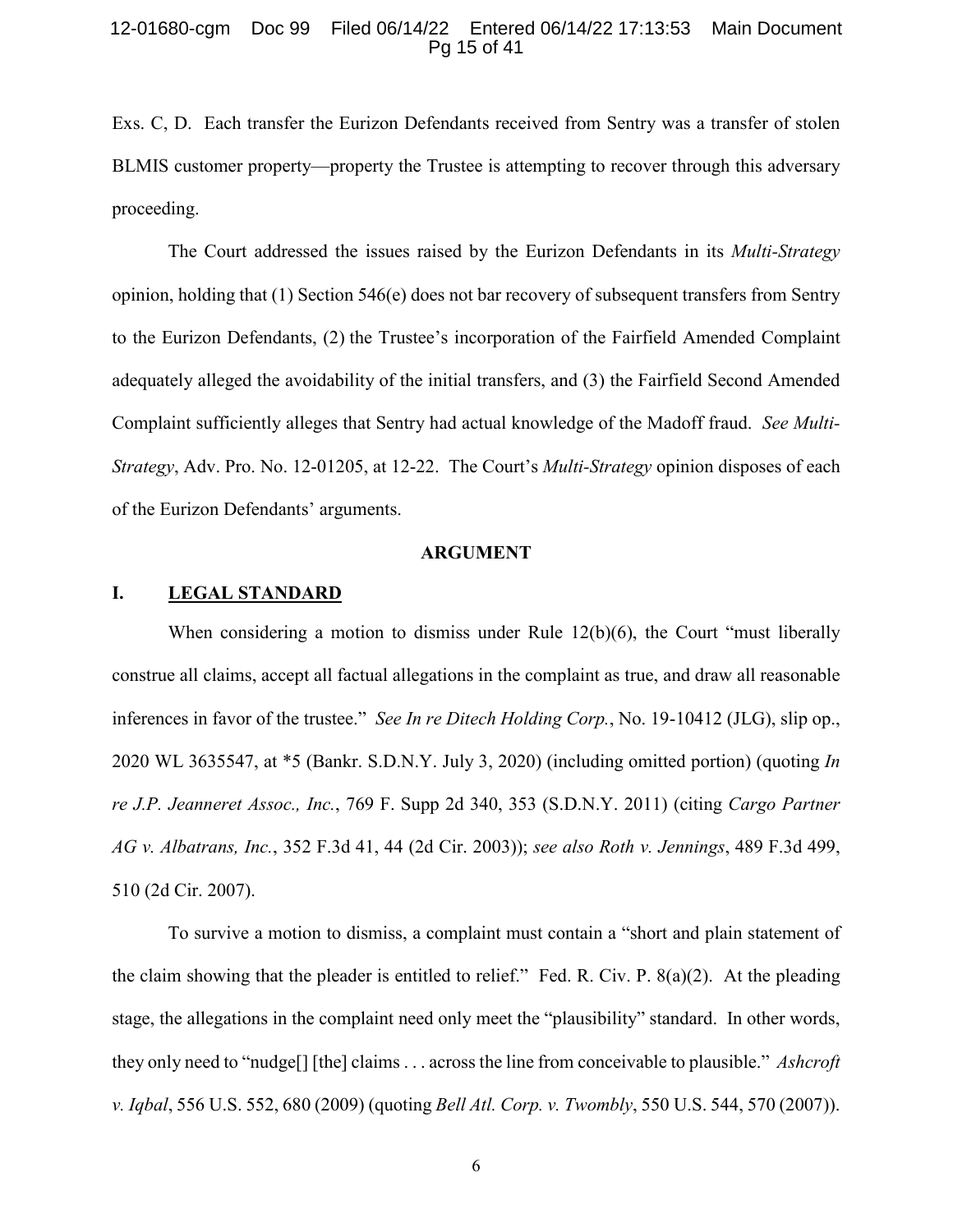Exs. C, D. Each transfer the Eurizon Defendants received from Sentry was a transfer of stolen BLMIS customer property—property the Trustee is attempting to recover through this adversary proceeding.

The Court addressed the issues raised by the Eurizon Defendants in its *Multi-Strategy* opinion, holding that (1) Section 546(e) does not bar recovery of subsequent transfers from Sentry to the Eurizon Defendants, (2) the Trustee's incorporation of the Fairfield Amended Complaint adequately alleged the avoidability of the initial transfers, and (3) the Fairfield Second Amended Complaint sufficiently alleges that Sentry had actual knowledge of the Madoff fraud. *See Multi-Strategy*, Adv. Pro. No. 12-01205, at 12-22. The Court's *Multi-Strategy* opinion disposes of each of the Eurizon Defendants' arguments.

## ARGUMENT

### I. LEGAL STANDARD

When considering a motion to dismiss under Rule 12(b)(6), the Court "must liberally construe all claims, accept all factual allegations in the complaint as true, and draw all reasonable inferences in favor of the trustee." *See In re Ditech Holding Corp.*, No. 19-10412 (JLG), slip op., 2020 WL 3635547, at *5 (Bankr. S.D.N.Y. July 3, 2020) (including omitted portion) (quoting *In re J.P. Jeanneret Assoc., Inc.*, 769 F. Supp 2d 340, 353 (S.D.N.Y. 2011) (citing *Cargo Partner AG v. Albatrans, Inc.*, 352 F.3d 41, 44 (2d Cir. 2003)); *see also Roth v. Jennings*, 489 F.3d 499, 510 (2d Cir. 2007).

To survive a motion to dismiss, a complaint must contain a "short and plain statement of the claim showing that the pleader is entitled to relief." Fed. R. Civ. P. 8(a)(2). At the pleading stage, the allegations in the complaint need only meet the "plausibility" standard. In other words, they only need to "nudge[] [the] claims . . . across the line from conceivable to plausible." *Ashcroft v. Iqbal*, 556 U.S. 552, 680 (2009) (quoting *Bell Atl. Corp. v. Twombly*, 550 U.S. 544, 570 (2007)).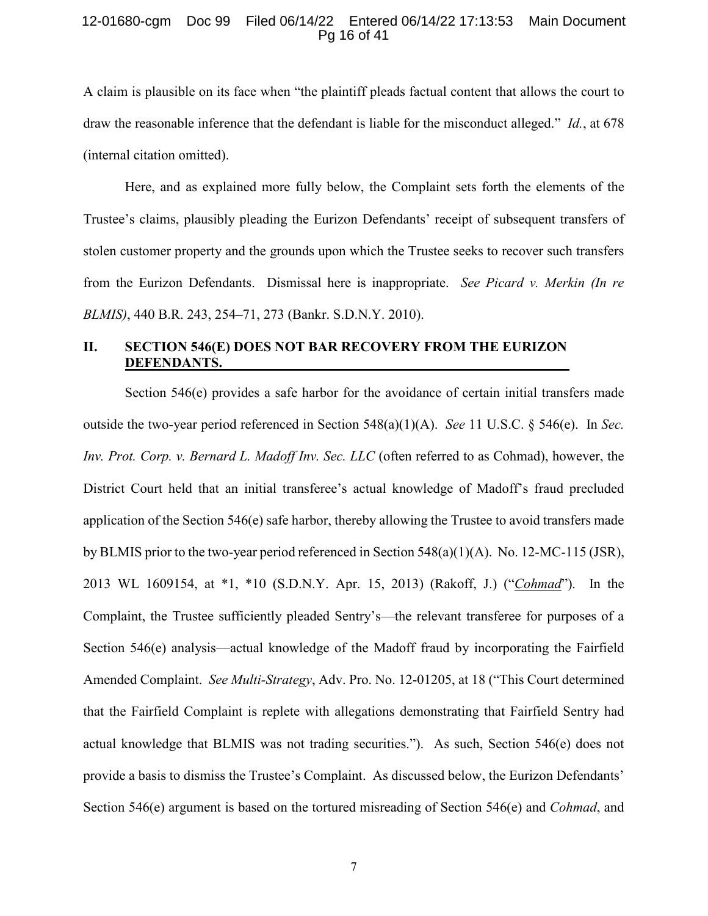A claim is plausible on its face when "the plaintiff pleads factual content that allows the court to draw the reasonable inference that the defendant is liable for the misconduct alleged." *Id.*, at 678 (internal citation omitted).

Here, and as explained more fully below, the Complaint sets forth the elements of the Trustee's claims, plausibly pleading the Eurizon Defendants' receipt of subsequent transfers of stolen customer property and the grounds upon which the Trustee seeks to recover such transfers from the Eurizon Defendants. Dismissal here is inappropriate. *See Picard v. Merkin (In re BLMIS)*, 440 B.R. 243, 254–71, 273 (Bankr. S.D.N.Y. 2010).

## II. SECTION 546(E) DOES NOT BAR RECOVERY FROM THE EURIZON DEFENDANTS.

Section 546(e) provides a safe harbor for the avoidance of certain initial transfers made outside the two-year period referenced in Section 548(a)(1)(A). *See* 11 U.S.C. § 546(e). In *Sec. Inv. Prot. Corp. v. Bernard L. Madoff Inv. Sec. LLC* (often referred to as Cohmad), however, the District Court held that an initial transferee's actual knowledge of Madoff's fraud precluded application of the Section 546(e) safe harbor, thereby allowing the Trustee to avoid transfers made by BLMIS prior to the two-year period referenced in Section 548(a)(1)(A). No. 12-MC-115 (JSR), 2013 WL 1609154, at \*1, \*10 (S.D.N.Y. Apr. 15, 2013) (Rakoff, J.) ("*Cohmad*"). In the Complaint, the Trustee sufficiently pleaded Sentry's—the relevant transferee for purposes of a Section 546(e) analysis—actual knowledge of the Madoff fraud by incorporating the Fairfield Amended Complaint. *See Multi-Strategy*, Adv. Pro. No. 12-01205, at 18 ("This Court determined that the Fairfield Complaint is replete with allegations demonstrating that Fairfield Sentry had actual knowledge that BLMIS was not trading securities."). As such, Section 546(e) does not provide a basis to dismiss the Trustee's Complaint. As discussed below, the Eurizon Defendants' Section 546(e) argument is based on the tortured misreading of Section 546(e) and *Cohmad*, and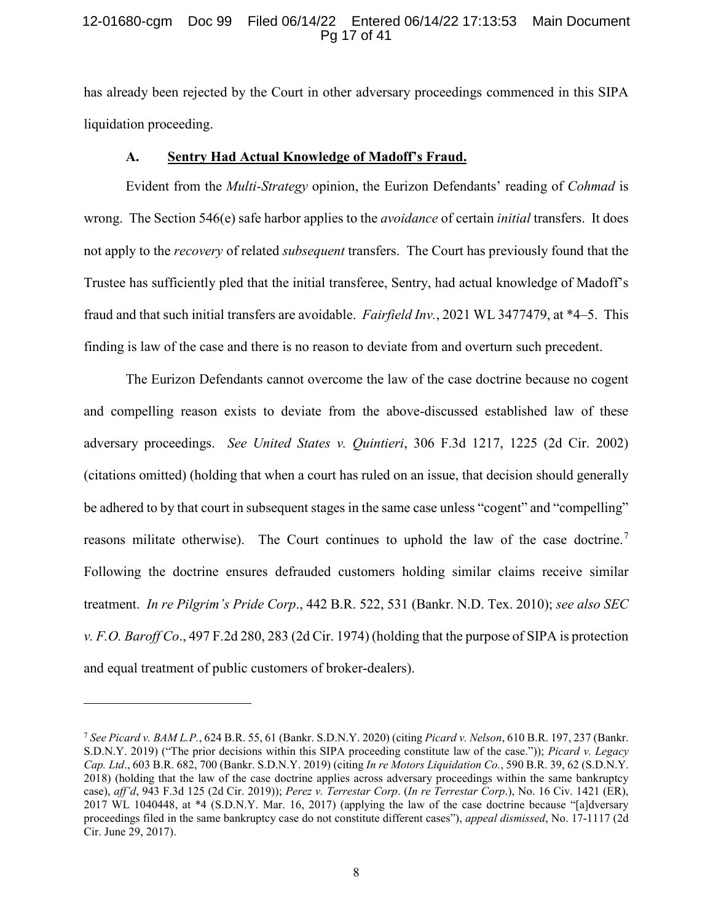has already been rejected by the Court in other adversary proceedings commenced in this SIPA liquidation proceeding.

### A. Sentry Had Actual Knowledge of Madoff's Fraud.

Evident from the *Multi-Strategy* opinion, the Eurizon Defendants' reading of *Cohmad* is wrong. The Section 546(e) safe harbor applies to the *avoidance* of certain *initial* transfers. It does not apply to the *recovery* of related *subsequent* transfers. The Court has previously found that the Trustee has sufficiently pled that the initial transferee, Sentry, had actual knowledge of Madoff's fraud and that such initial transfers are avoidable. *Fairfield Inv.*, 2021 WL 3477479, at \*4–5. This finding is law of the case and there is no reason to deviate from and overturn such precedent.

The Eurizon Defendants cannot overcome the law of the case doctrine because no cogent and compelling reason exists to deviate from the above-discussed established law of these adversary proceedings. *See United States v. Quintieri*, 306 F.3d 1217, 1225 (2d Cir. 2002) (citations omitted) (holding that when a court has ruled on an issue, that decision should generally be adhered to by that court in subsequent stages in the same case unless "cogent" and "compelling" reasons militate otherwise). The Court continues to uphold the law of the case doctrine.[7] Following the doctrine ensures defrauded customers holding similar claims receive similar treatment. *In re Pilgrim's Pride Corp*., 442 B.R. 522, 531 (Bankr. N.D. Tex. 2010); *see also SEC v. F.O. Baroff Co*., 497 F.2d 280, 283 (2d Cir. 1974) (holding that the purpose of SIPA is protection and equal treatment of public customers of broker-dealers).

---

[7] *See Picard v. BAM L.P.*, 624 B.R. 55, 61 (Bankr. S.D.N.Y. 2020) (citing *Picard v. Nelson*, 610 B.R. 197, 237 (Bankr. S.D.N.Y. 2019) ("The prior decisions within this SIPA proceeding constitute law of the case.")); *Picard v. Legacy Cap. Ltd*., 603 B.R. 682, 700 (Bankr. S.D.N.Y. 2019) (citing *In re Motors Liquidation Co.*, 590 B.R. 39, 62 (S.D.N.Y. 2018) (holding that the law of the case doctrine applies across adversary proceedings within the same bankruptcy case), *aff'd*, 943 F.3d 125 (2d Cir. 2019)); *Perez v. Terrestar Corp*. (*In re Terrestar Corp*.), No. 16 Civ. 1421 (ER), 2017 WL 1040448, at \*4 (S.D.N.Y. Mar. 16, 2017) (applying the law of the case doctrine because "[a]dversary proceedings filed in the same bankruptcy case do not constitute different cases"), *appeal dismissed*, No. 17-1117 (2d Cir. June 29, 2017).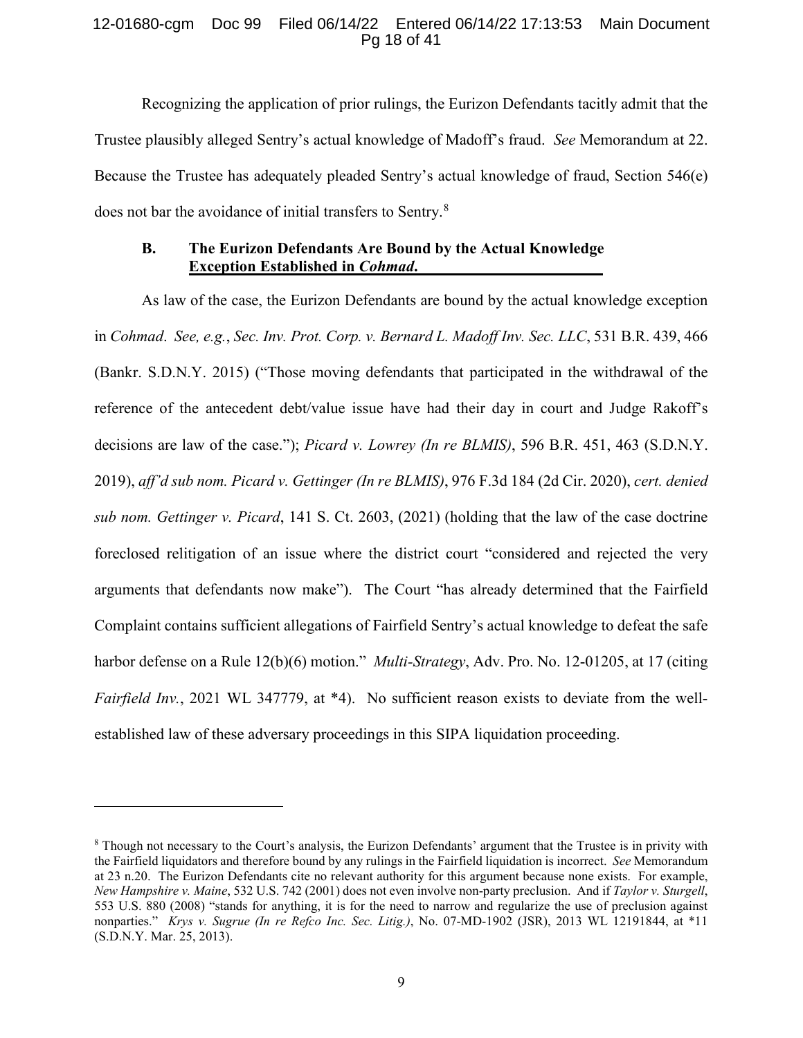Recognizing the application of prior rulings, the Eurizon Defendants tacitly admit that the Trustee plausibly alleged Sentry's actual knowledge of Madoff's fraud. *See* Memorandum at 22. Because the Trustee has adequately pleaded Sentry's actual knowledge of fraud, Section 546(e) does not bar the avoidance of initial transfers to Sentry.[8]

### B. The Eurizon Defendants Are Bound by the Actual Knowledge Exception Established in *Cohmad*.

As law of the case, the Eurizon Defendants are bound by the actual knowledge exception in *Cohmad*. *See, e.g.*, *Sec. Inv. Prot. Corp. v. Bernard L. Madoff Inv. Sec. LLC*, 531 B.R. 439, 466 (Bankr. S.D.N.Y. 2015) ("Those moving defendants that participated in the withdrawal of the reference of the antecedent debt/value issue have had their day in court and Judge Rakoff's decisions are law of the case."); *Picard v. Lowrey (In re BLMIS)*, 596 B.R. 451, 463 (S.D.N.Y. 2019), *aff'd sub nom. Picard v. Gettinger (In re BLMIS)*, 976 F.3d 184 (2d Cir. 2020), *cert. denied sub nom. Gettinger v. Picard*, 141 S. Ct. 2603, (2021) (holding that the law of the case doctrine foreclosed relitigation of an issue where the district court "considered and rejected the very arguments that defendants now make"). The Court "has already determined that the Fairfield Complaint contains sufficient allegations of Fairfield Sentry's actual knowledge to defeat the safe harbor defense on a Rule 12(b)(6) motion." *Multi-Strategy*, Adv. Pro. No. 12-01205, at 17 (citing *Fairfield Inv.*, 2021 WL 347779, at *4). No sufficient reason exists to deviate from the well-established law of these adversary proceedings in this SIPA liquidation proceeding.

---

[8] Though not necessary to the Court's analysis, the Eurizon Defendants' argument that the Trustee is in privity with the Fairfield liquidators and therefore bound by any rulings in the Fairfield liquidation is incorrect. *See* Memorandum at 23 n.20. The Eurizon Defendants cite no relevant authority for this argument because none exists. For example, *New Hampshire v. Maine*, 532 U.S. 742 (2001) does not even involve non-party preclusion. And if *Taylor v. Sturgell*, 553 U.S. 880 (2008) "stands for anything, it is for the need to narrow and regularize the use of preclusion against nonparties." *Krys v. Sugrue (In re Refco Inc. Sec. Litig.)*, No. 07-MD-1902 (JSR), 2013 WL 12191844, at *11 (S.D.N.Y. Mar. 25, 2013).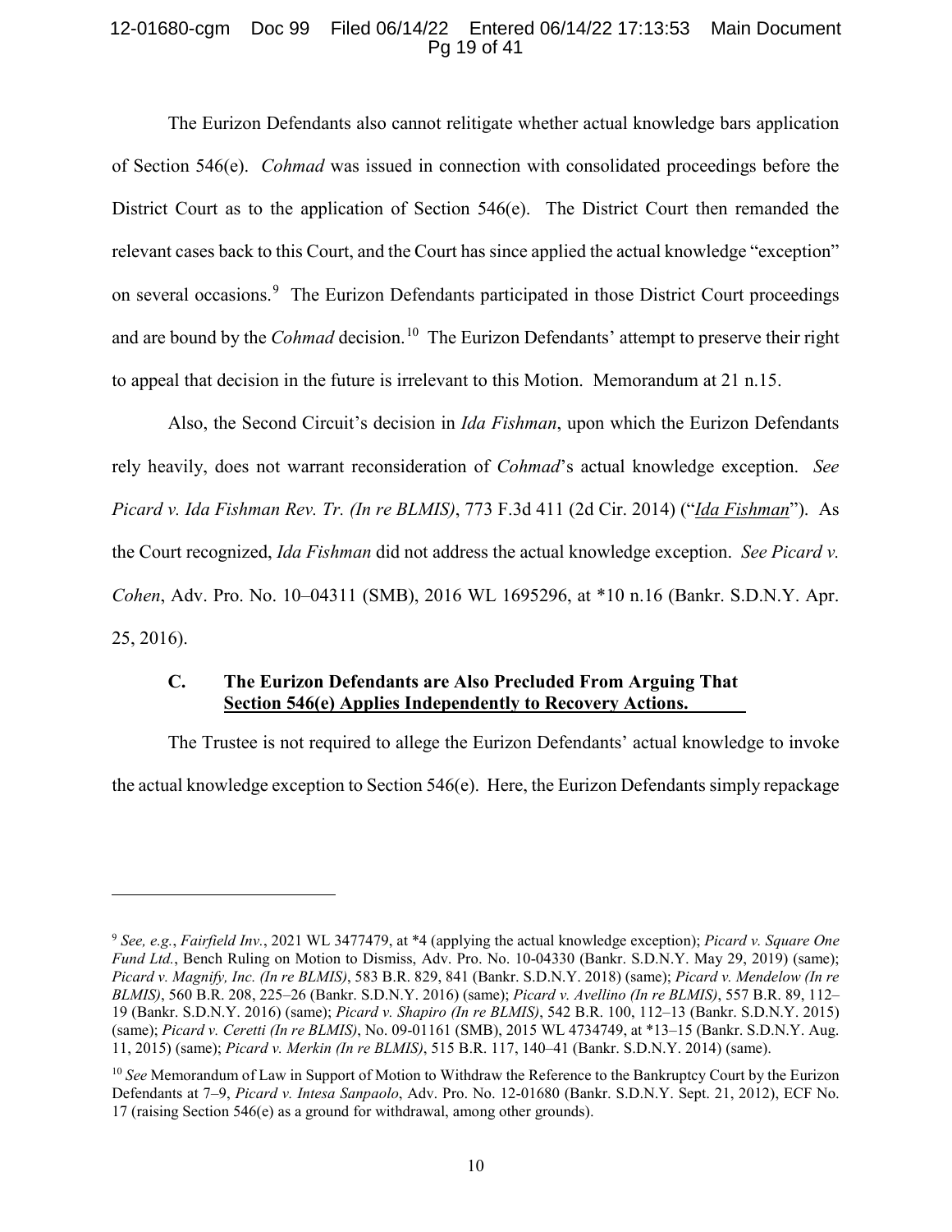The Eurizon Defendants also cannot relitigate whether actual knowledge bars application of Section 546(e). *Cohmad* was issued in connection with consolidated proceedings before the District Court as to the application of Section 546(e). The District Court then remanded the relevant cases back to this Court, and the Court has since applied the actual knowledge "exception" on several occasions.[9] The Eurizon Defendants participated in those District Court proceedings and are bound by the *Cohmad* decision.[10] The Eurizon Defendants' attempt to preserve their right to appeal that decision in the future is irrelevant to this Motion. Memorandum at 21 n.15.

Also, the Second Circuit's decision in *Ida Fishman*, upon which the Eurizon Defendants rely heavily, does not warrant reconsideration of *Cohmad*'s actual knowledge exception. *See Picard v. Ida Fishman Rev. Tr. (In re BLMIS)*, 773 F.3d 411 (2d Cir. 2014) ("*Ida Fishman*"). As the Court recognized, *Ida Fishman* did not address the actual knowledge exception. *See Picard v. Cohen*, Adv. Pro. No. 10–04311 (SMB), 2016 WL 1695296, at \*10 n.16 (Bankr. S.D.N.Y. Apr. 25, 2016).

### C. The Eurizon Defendants are Also Precluded From Arguing That Section 546(e) Applies Independently to Recovery Actions.

The Trustee is not required to allege the Eurizon Defendants' actual knowledge to invoke the actual knowledge exception to Section 546(e). Here, the Eurizon Defendants simply repackage

---

[9] *See, e.g.*, *Fairfield Inv.*, 2021 WL 3477479, at \*4 (applying the actual knowledge exception); *Picard v. Square One Fund Ltd.*, Bench Ruling on Motion to Dismiss, Adv. Pro. No. 10-04330 (Bankr. S.D.N.Y. May 29, 2019) (same); *Picard v. Magnify, Inc. (In re BLMIS)*, 583 B.R. 829, 841 (Bankr. S.D.N.Y. 2018) (same); *Picard v. Mendelow (In re BLMIS)*, 560 B.R. 208, 225–26 (Bankr. S.D.N.Y. 2016) (same); *Picard v. Avellino (In re BLMIS)*, 557 B.R. 89, 112–19 (Bankr. S.D.N.Y. 2016) (same); *Picard v. Shapiro (In re BLMIS)*, 542 B.R. 100, 112–13 (Bankr. S.D.N.Y. 2015) (same); *Picard v. Ceretti (In re BLMIS)*, No. 09-01161 (SMB), 2015 WL 4734749, at \*13–15 (Bankr. S.D.N.Y. Aug. 11, 2015) (same); *Picard v. Merkin (In re BLMIS)*, 515 B.R. 117, 140–41 (Bankr. S.D.N.Y. 2014) (same).

[10] *See* Memorandum of Law in Support of Motion to Withdraw the Reference to the Bankruptcy Court by the Eurizon Defendants at 7–9, *Picard v. Intesa Sanpaolo*, Adv. Pro. No. 12-01680 (Bankr. S.D.N.Y. Sept. 21, 2012), ECF No. 17 (raising Section 546(e) as a ground for withdrawal, among other grounds).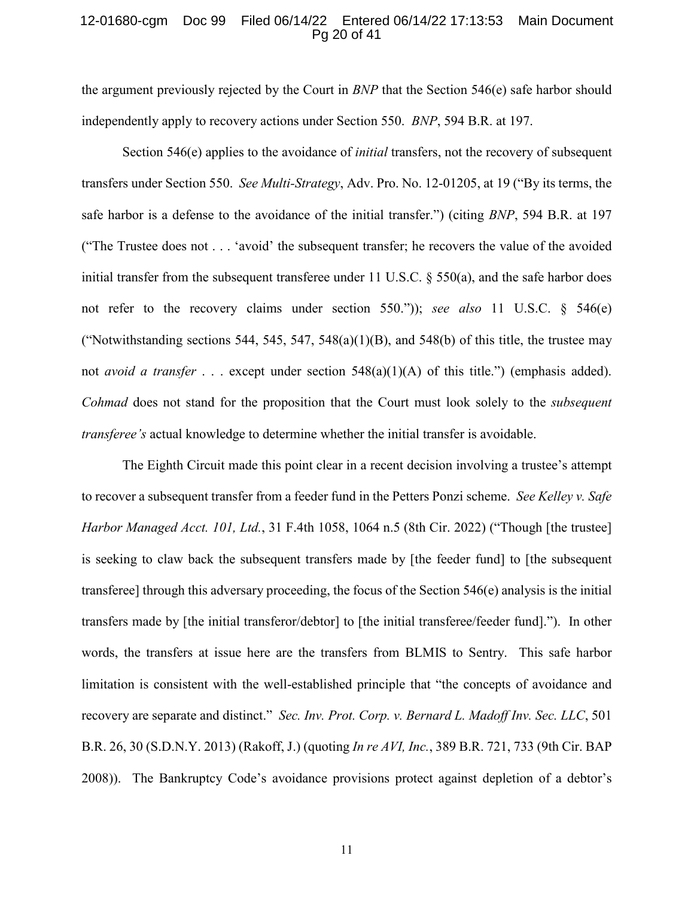the argument previously rejected by the Court in *BNP* that the Section 546(e) safe harbor should independently apply to recovery actions under Section 550. *BNP*, 594 B.R. at 197.

Section 546(e) applies to the avoidance of *initial* transfers, not the recovery of subsequent transfers under Section 550. *See Multi-Strategy*, Adv. Pro. No. 12-01205, at 19 ("By its terms, the safe harbor is a defense to the avoidance of the initial transfer.") (citing *BNP*, 594 B.R. at 197 ("The Trustee does not . . . 'avoid' the subsequent transfer; he recovers the value of the avoided initial transfer from the subsequent transferee under 11 U.S.C. § 550(a), and the safe harbor does not refer to the recovery claims under section 550.")); *see also* 11 U.S.C. § 546(e) ("Notwithstanding sections 544, 545, 547, 548(a)(1)(B), and 548(b) of this title, the trustee may not *avoid a transfer* . . . except under section 548(a)(1)(A) of this title.") (emphasis added). *Cohmad* does not stand for the proposition that the Court must look solely to the *subsequent transferee's* actual knowledge to determine whether the initial transfer is avoidable.

The Eighth Circuit made this point clear in a recent decision involving a trustee's attempt to recover a subsequent transfer from a feeder fund in the Petters Ponzi scheme. *See Kelley v. Safe Harbor Managed Acct. 101, Ltd.*, 31 F.4th 1058, 1064 n.5 (8th Cir. 2022) ("Though [the trustee] is seeking to claw back the subsequent transfers made by [the feeder fund] to [the subsequent transferee] through this adversary proceeding, the focus of the Section 546(e) analysis is the initial transfers made by [the initial transferor/debtor] to [the initial transferee/feeder fund]."). In other words, the transfers at issue here are the transfers from BLMIS to Sentry. This safe harbor limitation is consistent with the well-established principle that "the concepts of avoidance and recovery are separate and distinct." *Sec. Inv. Prot. Corp. v. Bernard L. Madoff Inv. Sec. LLC*, 501 B.R. 26, 30 (S.D.N.Y. 2013) (Rakoff, J.) (quoting *In re AVI, Inc.*, 389 B.R. 721, 733 (9th Cir. BAP 2008)). The Bankruptcy Code's avoidance provisions protect against depletion of a debtor's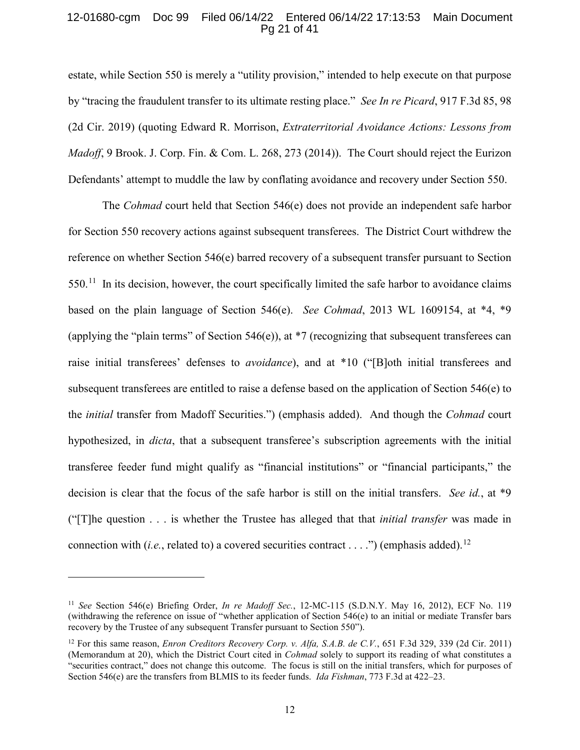estate, while Section 550 is merely a "utility provision," intended to help execute on that purpose by "tracing the fraudulent transfer to its ultimate resting place." *See In re Picard*, 917 F.3d 85, 98 (2d Cir. 2019) (quoting Edward R. Morrison, *Extraterritorial Avoidance Actions: Lessons from Madoff*, 9 Brook. J. Corp. Fin. & Com. L. 268, 273 (2014)). The Court should reject the Eurizon Defendants' attempt to muddle the law by conflating avoidance and recovery under Section 550.

The *Cohmad* court held that Section 546(e) does not provide an independent safe harbor for Section 550 recovery actions against subsequent transferees. The District Court withdrew the reference on whether Section 546(e) barred recovery of a subsequent transfer pursuant to Section 550.[11] In its decision, however, the court specifically limited the safe harbor to avoidance claims based on the plain language of Section 546(e). *See Cohmad*, 2013 WL 1609154, at *4, *9 (applying the "plain terms" of Section 546(e)), at *7 (recognizing that subsequent transferees can raise initial transferees' defenses to *avoidance*), and at *10 ("[B]oth initial transferees and subsequent transferees are entitled to raise a defense based on the application of Section 546(e) to the *initial* transfer from Madoff Securities.") (emphasis added). And though the *Cohmad* court hypothesized, in *dicta*, that a subsequent transferee's subscription agreements with the initial transferee feeder fund might qualify as "financial institutions" or "financial participants," the decision is clear that the focus of the safe harbor is still on the initial transfers. *See id.*, at *9 ("[T]he question . . . is whether the Trustee has alleged that that *initial transfer* was made in connection with (*i.e.*, related to) a covered securities contract . . . .") (emphasis added).[12]

---

[11] *See* Section 546(e) Briefing Order, *In re Madoff Sec.*, 12-MC-115 (S.D.N.Y. May 16, 2012), ECF No. 119 (withdrawing the reference on issue of "whether application of Section 546(e) to an initial or mediate Transfer bars recovery by the Trustee of any subsequent Transfer pursuant to Section 550").

[12] For this same reason, *Enron Creditors Recovery Corp. v. Alfa, S.A.B. de C.V.*, 651 F.3d 329, 339 (2d Cir. 2011) (Memorandum at 20), which the District Court cited in *Cohmad* solely to support its reading of what constitutes a "securities contract," does not change this outcome. The focus is still on the initial transfers, which for purposes of Section 546(e) are the transfers from BLMIS to its feeder funds. *Ida Fishman*, 773 F.3d at 422–23.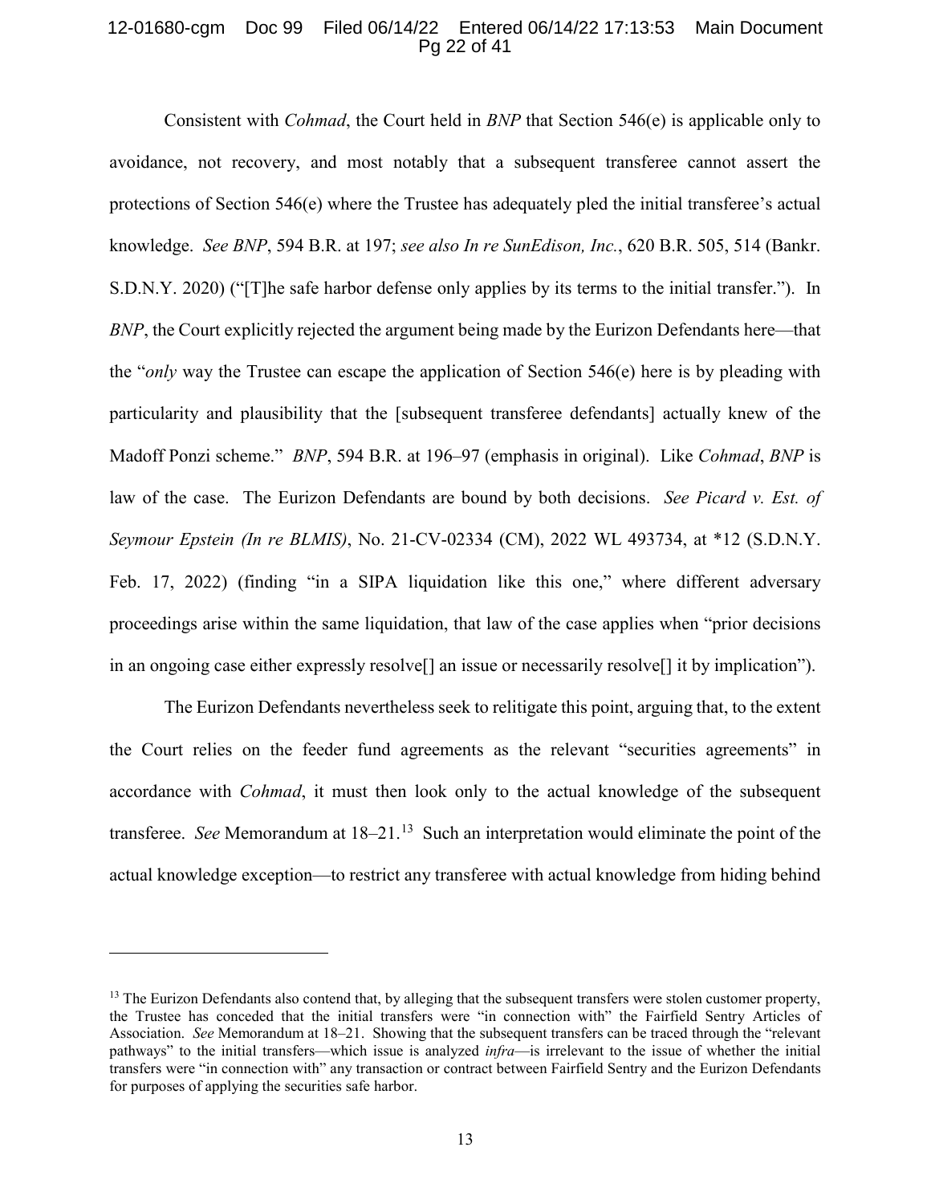Consistent with *Cohmad*, the Court held in *BNP* that Section 546(e) is applicable only to avoidance, not recovery, and most notably that a subsequent transferee cannot assert the protections of Section 546(e) where the Trustee has adequately pled the initial transferee's actual knowledge. *See BNP*, 594 B.R. at 197; *see also In re SunEdison, Inc.*, 620 B.R. 505, 514 (Bankr. S.D.N.Y. 2020) ("[T]he safe harbor defense only applies by its terms to the initial transfer."). In *BNP*, the Court explicitly rejected the argument being made by the Eurizon Defendants here—that the "*only* way the Trustee can escape the application of Section 546(e) here is by pleading with particularity and plausibility that the [subsequent transferee defendants] actually knew of the Madoff Ponzi scheme." *BNP*, 594 B.R. at 196–97 (emphasis in original). Like *Cohmad*, *BNP* is law of the case. The Eurizon Defendants are bound by both decisions. *See Picard v. Est. of Seymour Epstein (In re BLMIS)*, No. 21-CV-02334 (CM), 2022 WL 493734, at *12 (S.D.N.Y. Feb. 17, 2022) (finding "in a SIPA liquidation like this one," where different adversary proceedings arise within the same liquidation, that law of the case applies when "prior decisions in an ongoing case either expressly resolve[] an issue or necessarily resolve[] it by implication").

The Eurizon Defendants nevertheless seek to relitigate this point, arguing that, to the extent the Court relies on the feeder fund agreements as the relevant "securities agreements" in accordance with *Cohmad*, it must then look only to the actual knowledge of the subsequent transferee. *See* Memorandum at 18–21.[13] Such an interpretation would eliminate the point of the actual knowledge exception—to restrict any transferee with actual knowledge from hiding behind

---

[13] The Eurizon Defendants also contend that, by alleging that the subsequent transfers were stolen customer property, the Trustee has conceded that the initial transfers were "in connection with" the Fairfield Sentry Articles of Association. *See* Memorandum at 18–21. Showing that the subsequent transfers can be traced through the "relevant pathways" to the initial transfers—which issue is analyzed *infra*—is irrelevant to the issue of whether the initial transfers were "in connection with" any transaction or contract between Fairfield Sentry and the Eurizon Defendants for purposes of applying the securities safe harbor.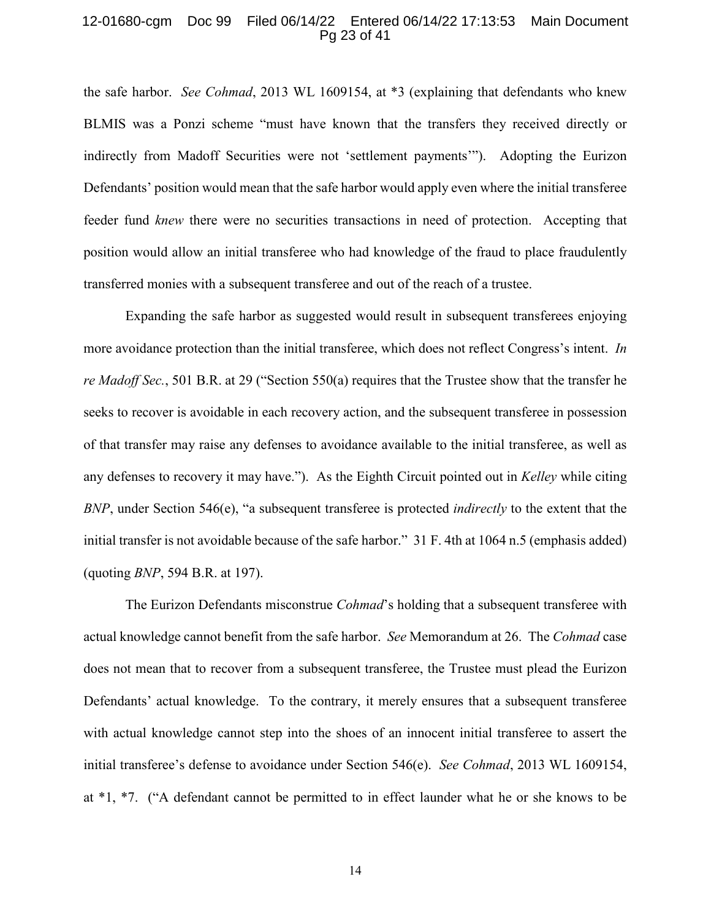the safe harbor. *See Cohmad*, 2013 WL 1609154, at *3 (explaining that defendants who knew BLMIS was a Ponzi scheme "must have known that the transfers they received directly or indirectly from Madoff Securities were not 'settlement payments'"). Adopting the Eurizon Defendants' position would mean that the safe harbor would apply even where the initial transferee feeder fund *knew* there were no securities transactions in need of protection. Accepting that position would allow an initial transferee who had knowledge of the fraud to place fraudulently transferred monies with a subsequent transferee and out of the reach of a trustee.

Expanding the safe harbor as suggested would result in subsequent transferees enjoying more avoidance protection than the initial transferee, which does not reflect Congress's intent. *In re Madoff Sec.*, 501 B.R. at 29 ("Section 550(a) requires that the Trustee show that the transfer he seeks to recover is avoidable in each recovery action, and the subsequent transferee in possession of that transfer may raise any defenses to avoidance available to the initial transferee, as well as any defenses to recovery it may have."). As the Eighth Circuit pointed out in *Kelley* while citing *BNP*, under Section 546(e), "a subsequent transferee is protected *indirectly* to the extent that the initial transfer is not avoidable because of the safe harbor." 31 F. 4th at 1064 n.5 (emphasis added) (quoting *BNP*, 594 B.R. at 197).

The Eurizon Defendants misconstrue *Cohmad*'s holding that a subsequent transferee with actual knowledge cannot benefit from the safe harbor. *See* Memorandum at 26. The *Cohmad* case does not mean that to recover from a subsequent transferee, the Trustee must plead the Eurizon Defendants' actual knowledge. To the contrary, it merely ensures that a subsequent transferee with actual knowledge cannot step into the shoes of an innocent initial transferee to assert the initial transferee's defense to avoidance under Section 546(e). *See Cohmad*, 2013 WL 1609154, at *1, *7. ("A defendant cannot be permitted to in effect launder what he or she knows to be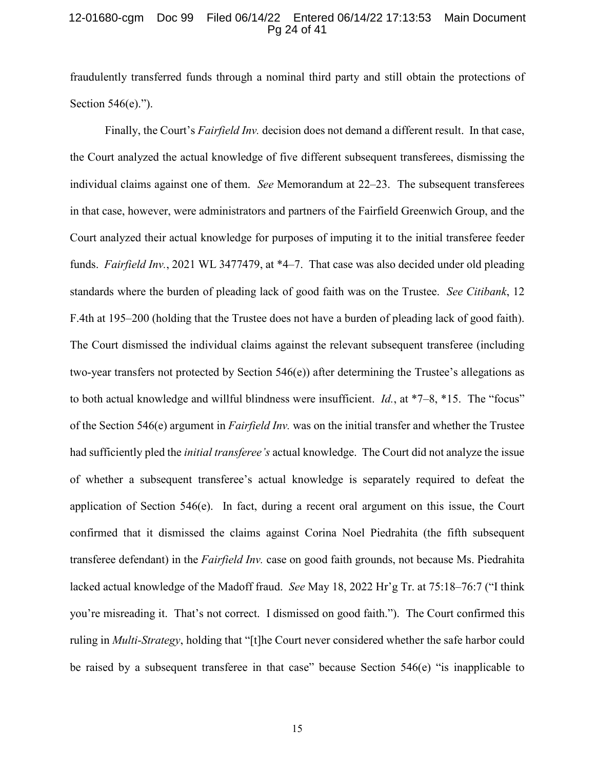fraudulently transferred funds through a nominal third party and still obtain the protections of Section 546(e).").

Finally, the Court's *Fairfield Inv.* decision does not demand a different result. In that case, the Court analyzed the actual knowledge of five different subsequent transferees, dismissing the individual claims against one of them. *See* Memorandum at 22–23. The subsequent transferees in that case, however, were administrators and partners of the Fairfield Greenwich Group, and the Court analyzed their actual knowledge for purposes of imputing it to the initial transferee feeder funds. *Fairfield Inv.*, 2021 WL 3477479, at *4–7. That case was also decided under old pleading standards where the burden of pleading lack of good faith was on the Trustee. *See Citibank*, 12 F.4th at 195–200 (holding that the Trustee does not have a burden of pleading lack of good faith). The Court dismissed the individual claims against the relevant subsequent transferee (including two-year transfers not protected by Section 546(e)) after determining the Trustee's allegations as to both actual knowledge and willful blindness were insufficient. *Id.*, at *7–8, *15. The "focus" of the Section 546(e) argument in *Fairfield Inv.* was on the initial transfer and whether the Trustee had sufficiently pled the *initial transferee's* actual knowledge. The Court did not analyze the issue of whether a subsequent transferee's actual knowledge is separately required to defeat the application of Section 546(e). In fact, during a recent oral argument on this issue, the Court confirmed that it dismissed the claims against Corina Noel Piedrahita (the fifth subsequent transferee defendant) in the *Fairfield Inv.* case on good faith grounds, not because Ms. Piedrahita lacked actual knowledge of the Madoff fraud. *See* May 18, 2022 Hr'g Tr. at 75:18–76:7 ("I think you're misreading it. That's not correct. I dismissed on good faith."). The Court confirmed this ruling in *Multi-Strategy*, holding that "[t]he Court never considered whether the safe harbor could be raised by a subsequent transferee in that case" because Section 546(e) "is inapplicable to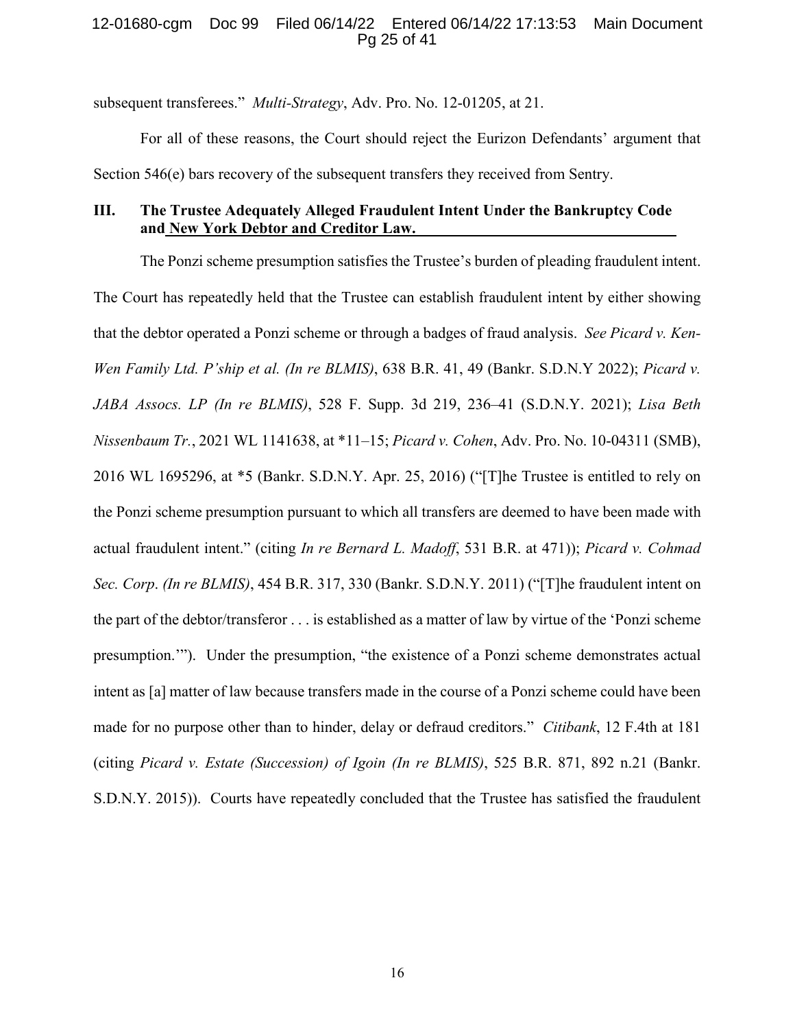subsequent transferees." *Multi-Strategy*, Adv. Pro. No. 12-01205, at 21.

For all of these reasons, the Court should reject the Eurizon Defendants' argument that Section 546(e) bars recovery of the subsequent transfers they received from Sentry.

### III. The Trustee Adequately Alleged Fraudulent Intent Under the Bankruptcy Code and New York Debtor and Creditor Law.

The Ponzi scheme presumption satisfies the Trustee's burden of pleading fraudulent intent. The Court has repeatedly held that the Trustee can establish fraudulent intent by either showing that the debtor operated a Ponzi scheme or through a badges of fraud analysis. *See Picard v. Ken-Wen Family Ltd. P'ship et al. (In re BLMIS)*, 638 B.R. 41, 49 (Bankr. S.D.N.Y 2022); *Picard v. JABA Assocs. LP (In re BLMIS)*, 528 F. Supp. 3d 219, 236–41 (S.D.N.Y. 2021); *Lisa Beth Nissenbaum Tr.*, 2021 WL 1141638, at *11–15; *Picard v. Cohen*, Adv. Pro. No. 10-04311 (SMB), 2016 WL 1695296, at *5 (Bankr. S.D.N.Y. Apr. 25, 2016) ("[T]he Trustee is entitled to rely on the Ponzi scheme presumption pursuant to which all transfers are deemed to have been made with actual fraudulent intent." (citing *In re Bernard L. Madoff*, 531 B.R. at 471)); *Picard v. Cohmad Sec. Corp*. *(In re BLMIS)*, 454 B.R. 317, 330 (Bankr. S.D.N.Y. 2011) ("[T]he fraudulent intent on the part of the debtor/transferor . . . is established as a matter of law by virtue of the 'Ponzi scheme presumption.'"). Under the presumption, "the existence of a Ponzi scheme demonstrates actual intent as [a] matter of law because transfers made in the course of a Ponzi scheme could have been made for no purpose other than to hinder, delay or defraud creditors." *Citibank*, 12 F.4th at 181 (citing *Picard v. Estate (Succession) of Igoin (In re BLMIS)*, 525 B.R. 871, 892 n.21 (Bankr. S.D.N.Y. 2015)). Courts have repeatedly concluded that the Trustee has satisfied the fraudulent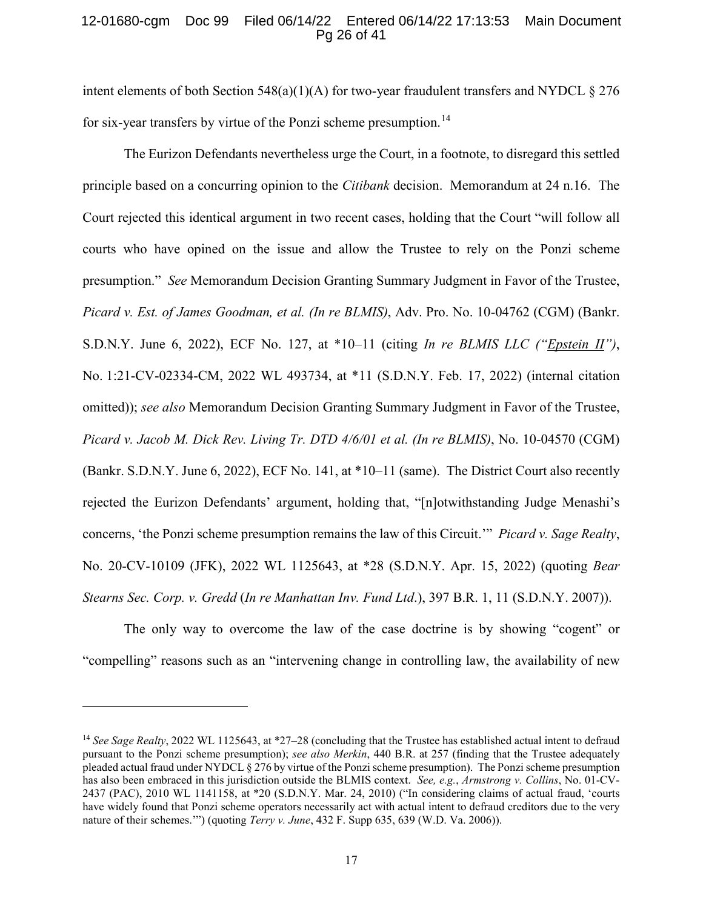intent elements of both Section 548(a)(1)(A) for two-year fraudulent transfers and NYDCL § 276 for six-year transfers by virtue of the Ponzi scheme presumption.[14]

The Eurizon Defendants nevertheless urge the Court, in a footnote, to disregard this settled principle based on a concurring opinion to the *Citibank* decision. Memorandum at 24 n.16. The Court rejected this identical argument in two recent cases, holding that the Court "will follow all courts who have opined on the issue and allow the Trustee to rely on the Ponzi scheme presumption." *See* Memorandum Decision Granting Summary Judgment in Favor of the Trustee, *Picard v. Est. of James Goodman, et al. (In re BLMIS)*, Adv. Pro. No. 10-04762 (CGM) (Bankr. S.D.N.Y. June 6, 2022), ECF No. 127, at *10–11 (citing *In re BLMIS LLC ("Epstein II")*, No. 1:21-CV-02334-CM, 2022 WL 493734, at *11 (S.D.N.Y. Feb. 17, 2022) (internal citation omitted)); *see also* Memorandum Decision Granting Summary Judgment in Favor of the Trustee, *Picard v. Jacob M. Dick Rev. Living Tr. DTD 4/6/01 et al. (In re BLMIS)*, No. 10-04570 (CGM) (Bankr. S.D.N.Y. June 6, 2022), ECF No. 141, at *10–11 (same). The District Court also recently rejected the Eurizon Defendants' argument, holding that, "[n]otwithstanding Judge Menashi's concerns, 'the Ponzi scheme presumption remains the law of this Circuit.'" *Picard v. Sage Realty*, No. 20-CV-10109 (JFK), 2022 WL 1125643, at *28 (S.D.N.Y. Apr. 15, 2022) (quoting *Bear Stearns Sec. Corp. v. Gredd* (*In re Manhattan Inv. Fund Ltd.*), 397 B.R. 1, 11 (S.D.N.Y. 2007)).

The only way to overcome the law of the case doctrine is by showing "cogent" or "compelling" reasons such as an "intervening change in controlling law, the availability of new

---

[14] *See Sage Realty*, 2022 WL 1125643, at *27–28 (concluding that the Trustee has established actual intent to defraud pursuant to the Ponzi scheme presumption); *see also Merkin*, 440 B.R. at 257 (finding that the Trustee adequately pleaded actual fraud under NYDCL § 276 by virtue of the Ponzi scheme presumption). The Ponzi scheme presumption has also been embraced in this jurisdiction outside the BLMIS context. *See, e.g.*, *Armstrong v. Collins*, No. 01-CV-2437 (PAC), 2010 WL 1141158, at *20 (S.D.N.Y. Mar. 24, 2010) ("In considering claims of actual fraud, 'courts have widely found that Ponzi scheme operators necessarily act with actual intent to defraud creditors due to the very nature of their schemes.'") (quoting *Terry v. June*, 432 F. Supp 635, 639 (W.D. Va. 2006)).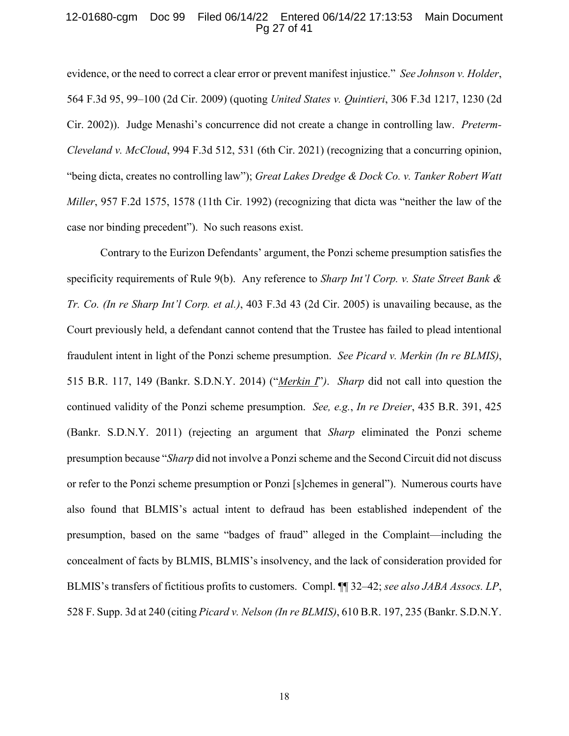evidence, or the need to correct a clear error or prevent manifest injustice." *See Johnson v. Holder*, 564 F.3d 95, 99–100 (2d Cir. 2009) (quoting *United States v. Quintieri*, 306 F.3d 1217, 1230 (2d Cir. 2002)). Judge Menashi's concurrence did not create a change in controlling law. *Preterm-Cleveland v. McCloud*, 994 F.3d 512, 531 (6th Cir. 2021) (recognizing that a concurring opinion, "being dicta, creates no controlling law"); *Great Lakes Dredge & Dock Co. v. Tanker Robert Watt Miller*, 957 F.2d 1575, 1578 (11th Cir. 1992) (recognizing that dicta was "neither the law of the case nor binding precedent"). No such reasons exist.

Contrary to the Eurizon Defendants' argument, the Ponzi scheme presumption satisfies the specificity requirements of Rule 9(b). Any reference to *Sharp Int'l Corp. v. State Street Bank & Tr. Co. (In re Sharp Int'l Corp. et al.)*, 403 F.3d 43 (2d Cir. 2005) is unavailing because, as the Court previously held, a defendant cannot contend that the Trustee has failed to plead intentional fraudulent intent in light of the Ponzi scheme presumption. *See Picard v. Merkin (In re BLMIS)*, 515 B.R. 117, 149 (Bankr. S.D.N.Y. 2014) ("*Merkin I*"). *Sharp* did not call into question the continued validity of the Ponzi scheme presumption. *See, e.g.*, *In re Dreier*, 435 B.R. 391, 425 (Bankr. S.D.N.Y. 2011) (rejecting an argument that *Sharp* eliminated the Ponzi scheme presumption because "*Sharp* did not involve a Ponzi scheme and the Second Circuit did not discuss or refer to the Ponzi scheme presumption or Ponzi [s]chemes in general"). Numerous courts have also found that BLMIS's actual intent to defraud has been established independent of the presumption, based on the same "badges of fraud" alleged in the Complaint—including the concealment of facts by BLMIS, BLMIS's insolvency, and the lack of consideration provided for BLMIS's transfers of fictitious profits to customers. Compl. ¶¶ 32–42; *see also JABA Assocs. LP*, 528 F. Supp. 3d at 240 (citing *Picard v. Nelson (In re BLMIS)*, 610 B.R. 197, 235 (Bankr. S.D.N.Y.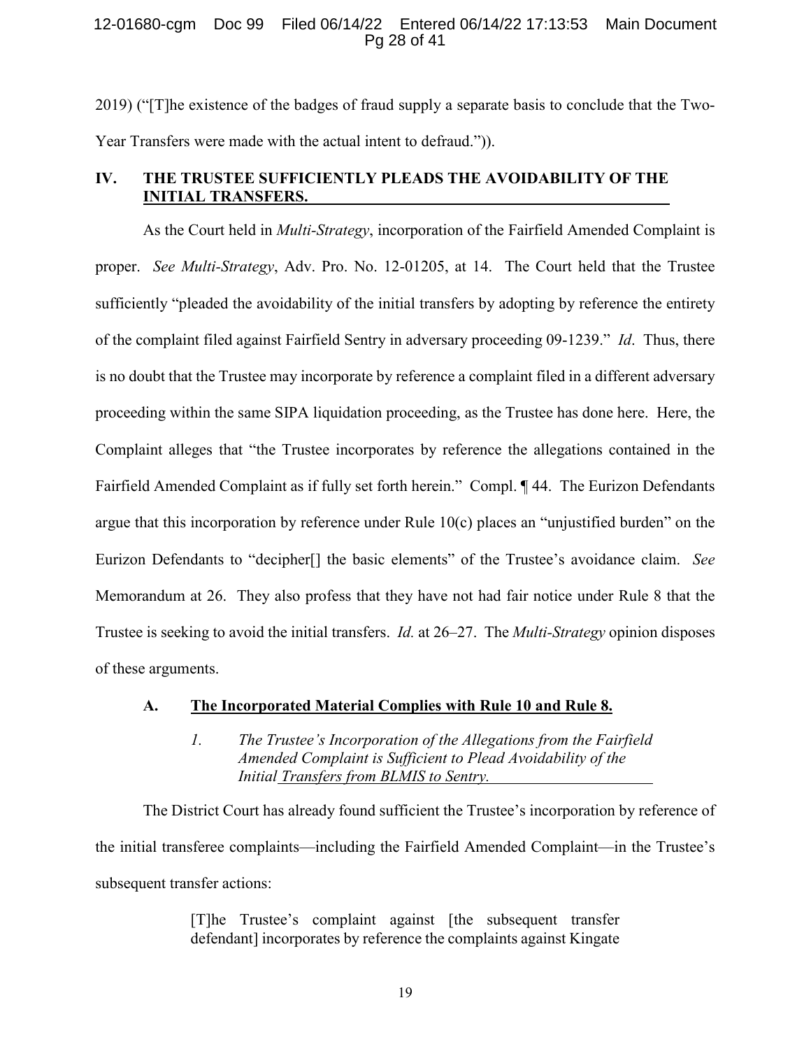2019) ("[T]he existence of the badges of fraud supply a separate basis to conclude that the Two-Year Transfers were made with the actual intent to defraud.")).

## IV. THE TRUSTEE SUFFICIENTLY PLEADS THE AVOIDABILITY OF THE INITIAL TRANSFERS.

As the Court held in *Multi-Strategy*, incorporation of the Fairfield Amended Complaint is proper. *See Multi-Strategy*, Adv. Pro. No. 12-01205, at 14. The Court held that the Trustee sufficiently "pleaded the avoidability of the initial transfers by adopting by reference the entirety of the complaint filed against Fairfield Sentry in adversary proceeding 09-1239." *Id*. Thus, there is no doubt that the Trustee may incorporate by reference a complaint filed in a different adversary proceeding within the same SIPA liquidation proceeding, as the Trustee has done here. Here, the Complaint alleges that "the Trustee incorporates by reference the allegations contained in the Fairfield Amended Complaint as if fully set forth herein." Compl. ¶ 44. The Eurizon Defendants argue that this incorporation by reference under Rule 10(c) places an "unjustified burden" on the Eurizon Defendants to "decipher[] the basic elements" of the Trustee's avoidance claim. *See* Memorandum at 26. They also profess that they have not had fair notice under Rule 8 that the Trustee is seeking to avoid the initial transfers. *Id.* at 26–27. The *Multi-Strategy* opinion disposes of these arguments.

### A. The Incorporated Material Complies with Rule 10 and Rule 8.

#### *1. The Trustee's Incorporation of the Allegations from the Fairfield Amended Complaint is Sufficient to Plead Avoidability of the Initial Transfers from BLMIS to Sentry.*

The District Court has already found sufficient the Trustee's incorporation by reference of the initial transferee complaints—including the Fairfield Amended Complaint—in the Trustee's subsequent transfer actions:

> [T]he Trustee's complaint against [the subsequent transfer defendant] incorporates by reference the complaints against Kingate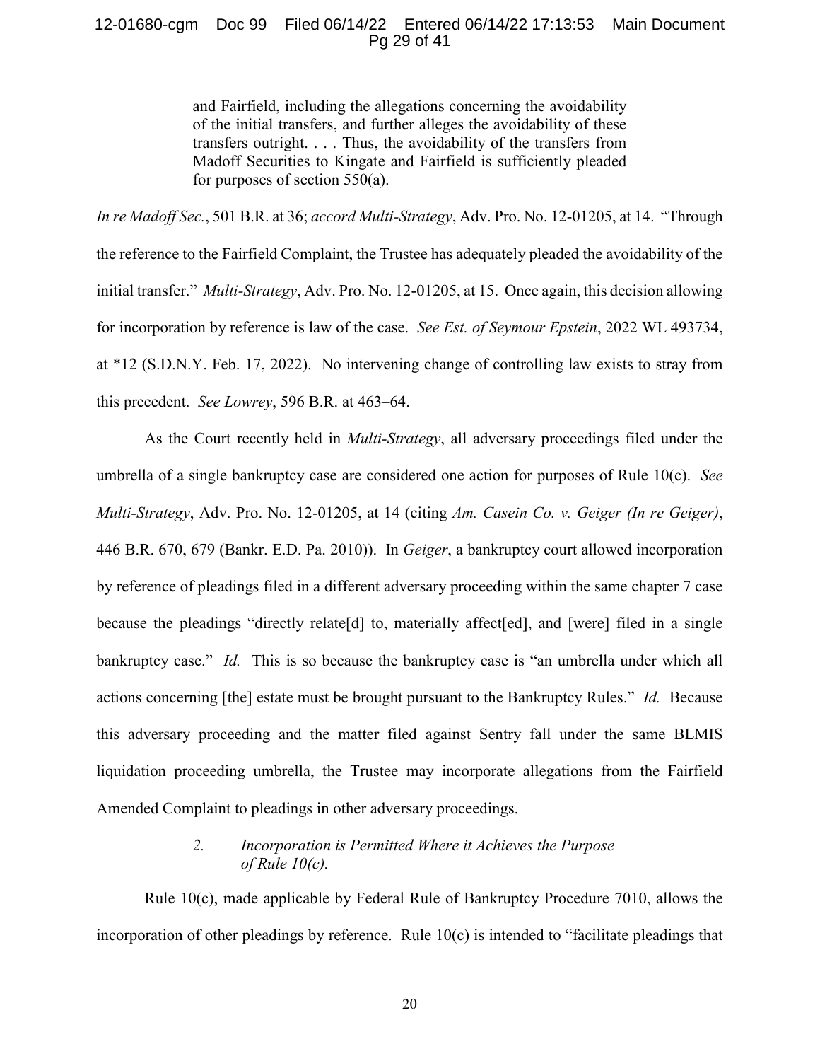> and Fairfield, including the allegations concerning the avoidability of the initial transfers, and further alleges the avoidability of these transfers outright. . . . Thus, the avoidability of the transfers from Madoff Securities to Kingate and Fairfield is sufficiently pleaded for purposes of section 550(a).

*In re Madoff Sec.*, 501 B.R. at 36; *accord Multi-Strategy*, Adv. Pro. No. 12-01205, at 14. "Through the reference to the Fairfield Complaint, the Trustee has adequately pleaded the avoidability of the initial transfer." *Multi-Strategy*, Adv. Pro. No. 12-01205, at 15. Once again, this decision allowing for incorporation by reference is law of the case. *See Est. of Seymour Epstein*, 2022 WL 493734, at *12 (S.D.N.Y. Feb. 17, 2022). No intervening change of controlling law exists to stray from this precedent. *See Lowrey*, 596 B.R. at 463–64.

As the Court recently held in *Multi-Strategy*, all adversary proceedings filed under the umbrella of a single bankruptcy case are considered one action for purposes of Rule 10(c). *See Multi-Strategy*, Adv. Pro. No. 12-01205, at 14 (citing *Am. Casein Co. v. Geiger (In re Geiger)*, 446 B.R. 670, 679 (Bankr. E.D. Pa. 2010)). In *Geiger*, a bankruptcy court allowed incorporation by reference of pleadings filed in a different adversary proceeding within the same chapter 7 case because the pleadings "directly relate[d] to, materially affect[ed], and [were] filed in a single bankruptcy case." *Id.* This is so because the bankruptcy case is "an umbrella under which all actions concerning [the] estate must be brought pursuant to the Bankruptcy Rules." *Id.* Because this adversary proceeding and the matter filed against Sentry fall under the same BLMIS liquidation proceeding umbrella, the Trustee may incorporate allegations from the Fairfield Amended Complaint to pleadings in other adversary proceedings.

### 2. *Incorporation is Permitted Where it Achieves the Purpose of Rule 10(c).*

Rule 10(c), made applicable by Federal Rule of Bankruptcy Procedure 7010, allows the incorporation of other pleadings by reference. Rule 10(c) is intended to "facilitate pleadings that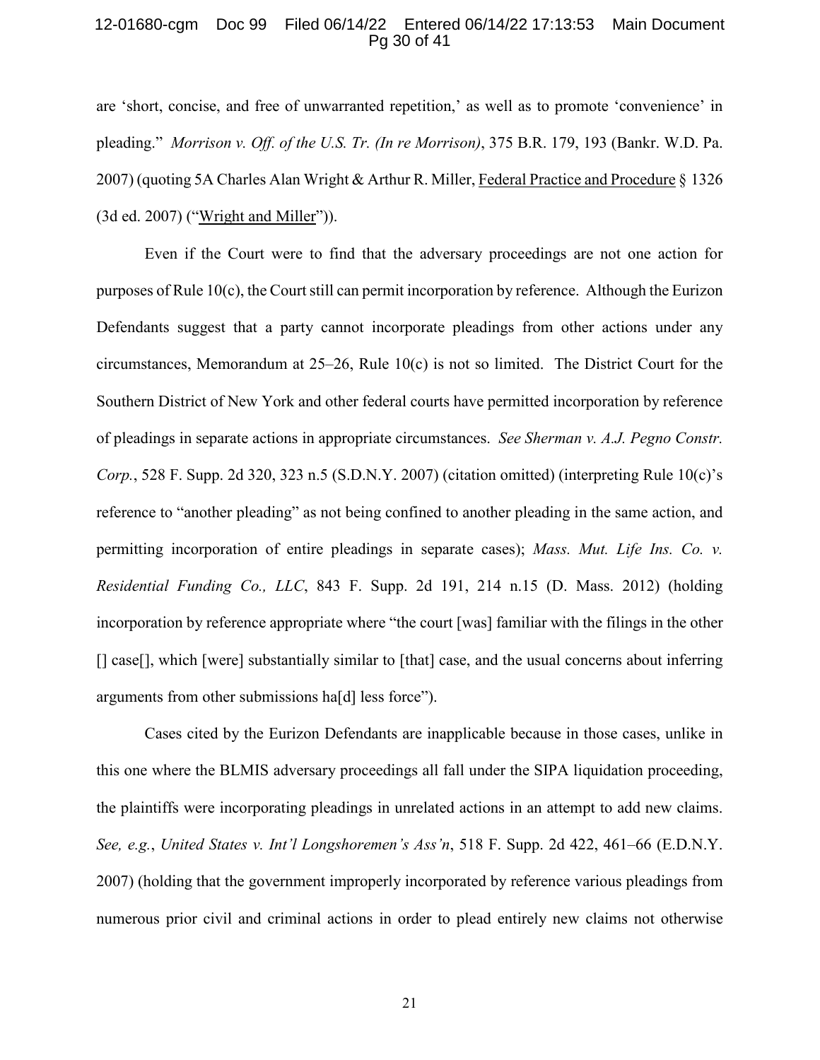are 'short, concise, and free of unwarranted repetition,' as well as to promote 'convenience' in pleading." *Morrison v. Off. of the U.S. Tr. (In re Morrison)*, 375 B.R. 179, 193 (Bankr. W.D. Pa. 2007) (quoting 5A Charles Alan Wright & Arthur R. Miller, Federal Practice and Procedure § 1326 (3d ed. 2007) ("Wright and Miller")).

Even if the Court were to find that the adversary proceedings are not one action for purposes of Rule 10(c), the Court still can permit incorporation by reference. Although the Eurizon Defendants suggest that a party cannot incorporate pleadings from other actions under any circumstances, Memorandum at 25–26, Rule 10(c) is not so limited. The District Court for the Southern District of New York and other federal courts have permitted incorporation by reference of pleadings in separate actions in appropriate circumstances. *See Sherman v. A.J. Pegno Constr. Corp.*, 528 F. Supp. 2d 320, 323 n.5 (S.D.N.Y. 2007) (citation omitted) (interpreting Rule 10(c)'s reference to "another pleading" as not being confined to another pleading in the same action, and permitting incorporation of entire pleadings in separate cases); *Mass. Mut. Life Ins. Co. v. Residential Funding Co., LLC*, 843 F. Supp. 2d 191, 214 n.15 (D. Mass. 2012) (holding incorporation by reference appropriate where "the court [was] familiar with the filings in the other [] case[], which [were] substantially similar to [that] case, and the usual concerns about inferring arguments from other submissions ha[d] less force").

Cases cited by the Eurizon Defendants are inapplicable because in those cases, unlike in this one where the BLMIS adversary proceedings all fall under the SIPA liquidation proceeding, the plaintiffs were incorporating pleadings in unrelated actions in an attempt to add new claims. *See, e.g.*, *United States v. Int'l Longshoremen's Ass'n*, 518 F. Supp. 2d 422, 461–66 (E.D.N.Y. 2007) (holding that the government improperly incorporated by reference various pleadings from numerous prior civil and criminal actions in order to plead entirely new claims not otherwise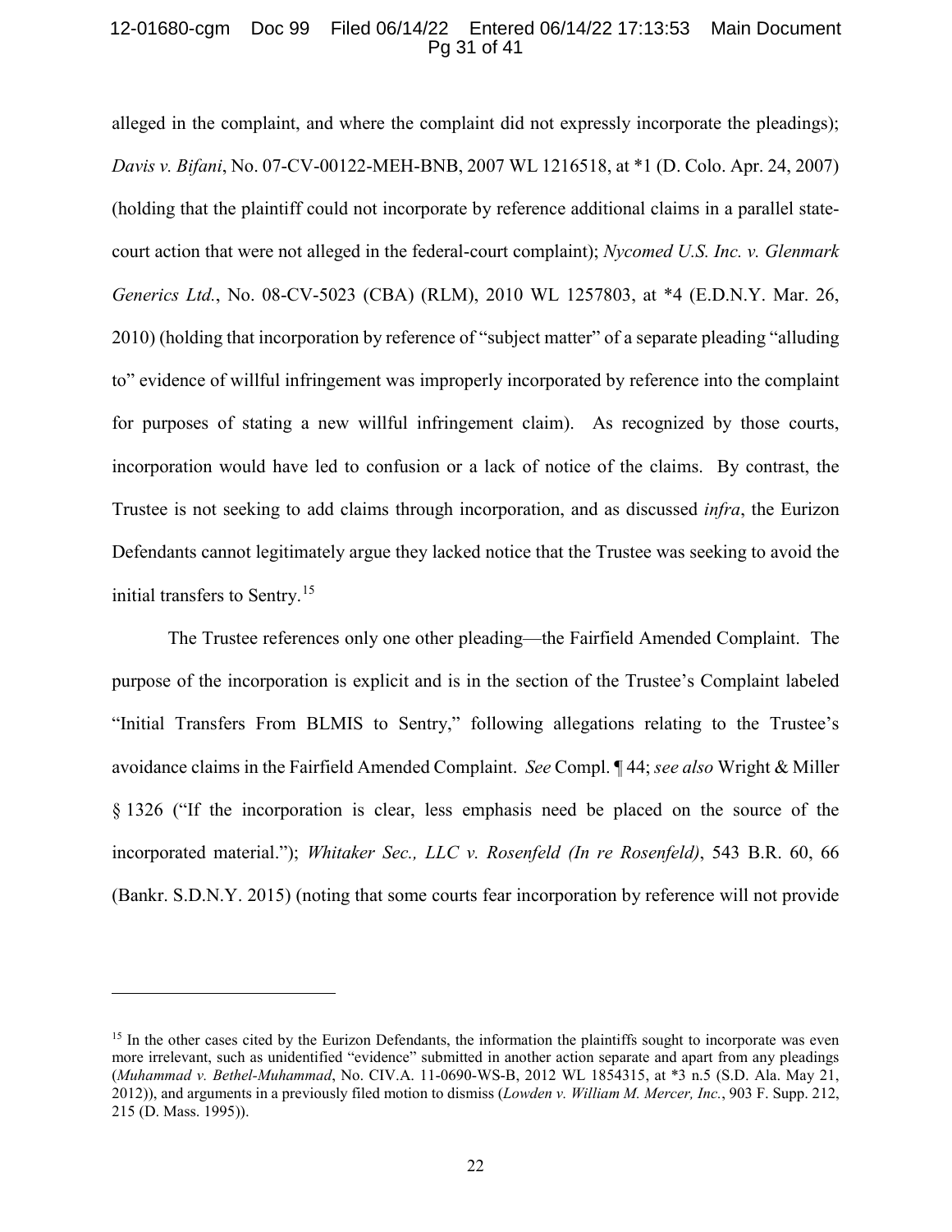alleged in the complaint, and where the complaint did not expressly incorporate the pleadings); *Davis v. Bifani*, No. 07-CV-00122-MEH-BNB, 2007 WL 1216518, at *1 (D. Colo. Apr. 24, 2007) (holding that the plaintiff could not incorporate by reference additional claims in a parallel state-court action that were not alleged in the federal-court complaint); *Nycomed U.S. Inc. v. Glenmark Generics Ltd.*, No. 08-CV-5023 (CBA) (RLM), 2010 WL 1257803, at *4 (E.D.N.Y. Mar. 26, 2010) (holding that incorporation by reference of "subject matter" of a separate pleading "alluding to" evidence of willful infringement was improperly incorporated by reference into the complaint for purposes of stating a new willful infringement claim). As recognized by those courts, incorporation would have led to confusion or a lack of notice of the claims. By contrast, the Trustee is not seeking to add claims through incorporation, and as discussed *infra*, the Eurizon Defendants cannot legitimately argue they lacked notice that the Trustee was seeking to avoid the initial transfers to Sentry.[15]

The Trustee references only one other pleading—the Fairfield Amended Complaint. The purpose of the incorporation is explicit and is in the section of the Trustee's Complaint labeled "Initial Transfers From BLMIS to Sentry," following allegations relating to the Trustee's avoidance claims in the Fairfield Amended Complaint. *See* Compl. ¶ 44; *see also* Wright & Miller § 1326 ("If the incorporation is clear, less emphasis need be placed on the source of the incorporated material."); *Whitaker Sec., LLC v. Rosenfeld (In re Rosenfeld)*, 543 B.R. 60, 66 (Bankr. S.D.N.Y. 2015) (noting that some courts fear incorporation by reference will not provide

---

[15] In the other cases cited by the Eurizon Defendants, the information the plaintiffs sought to incorporate was even more irrelevant, such as unidentified "evidence" submitted in another action separate and apart from any pleadings (*Muhammad v. Bethel-Muhammad*, No. CIV.A. 11-0690-WS-B, 2012 WL 1854315, at *3 n.5 (S.D. Ala. May 21, 2012)), and arguments in a previously filed motion to dismiss (*Lowden v. William M. Mercer, Inc.*, 903 F. Supp. 212, 215 (D. Mass. 1995)).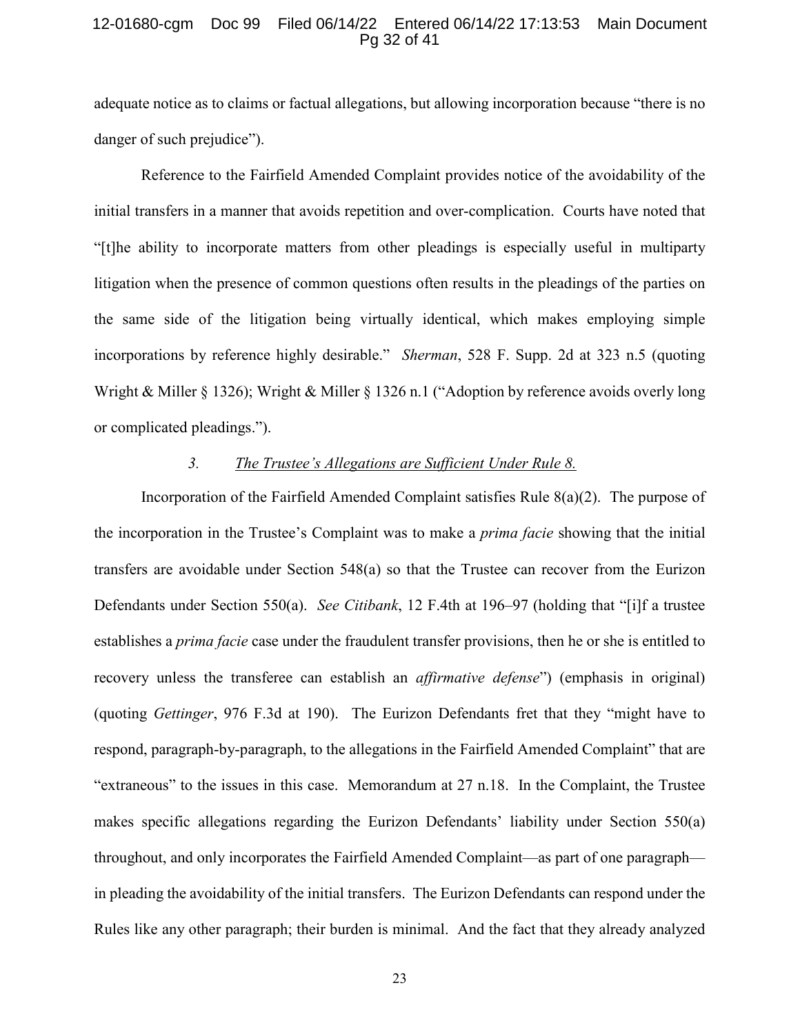adequate notice as to claims or factual allegations, but allowing incorporation because "there is no danger of such prejudice").

Reference to the Fairfield Amended Complaint provides notice of the avoidability of the initial transfers in a manner that avoids repetition and over-complication. Courts have noted that "[t]he ability to incorporate matters from other pleadings is especially useful in multiparty litigation when the presence of common questions often results in the pleadings of the parties on the same side of the litigation being virtually identical, which makes employing simple incorporations by reference highly desirable." *Sherman*, 528 F. Supp. 2d at 323 n.5 (quoting Wright & Miller § 1326); Wright & Miller § 1326 n.1 ("Adoption by reference avoids overly long or complicated pleadings.").

### *3.* *The Trustee's Allegations are Sufficient Under Rule 8.*

Incorporation of the Fairfield Amended Complaint satisfies Rule 8(a)(2). The purpose of the incorporation in the Trustee's Complaint was to make a *prima facie* showing that the initial transfers are avoidable under Section 548(a) so that the Trustee can recover from the Eurizon Defendants under Section 550(a). *See Citibank*, 12 F.4th at 196–97 (holding that "[i]f a trustee establishes a *prima facie* case under the fraudulent transfer provisions, then he or she is entitled to recovery unless the transferee can establish an *affirmative defense*") (emphasis in original) (quoting *Gettinger*, 976 F.3d at 190). The Eurizon Defendants fret that they "might have to respond, paragraph-by-paragraph, to the allegations in the Fairfield Amended Complaint" that are "extraneous" to the issues in this case. Memorandum at 27 n.18. In the Complaint, the Trustee makes specific allegations regarding the Eurizon Defendants' liability under Section 550(a) throughout, and only incorporates the Fairfield Amended Complaint—as part of one paragraph—in pleading the avoidability of the initial transfers. The Eurizon Defendants can respond under the Rules like any other paragraph; their burden is minimal. And the fact that they already analyzed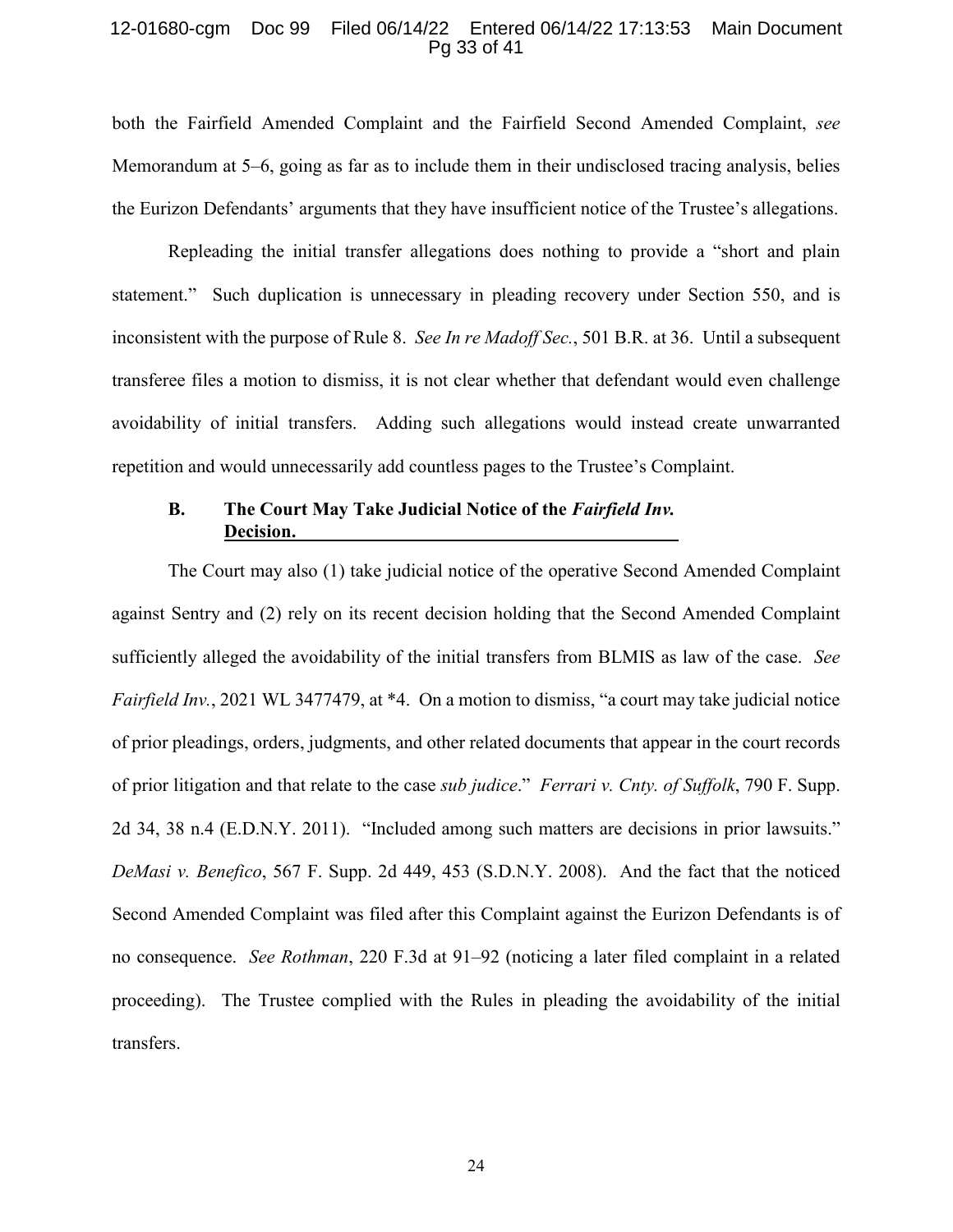both the Fairfield Amended Complaint and the Fairfield Second Amended Complaint, *see* Memorandum at 5–6, going as far as to include them in their undisclosed tracing analysis, belies the Eurizon Defendants' arguments that they have insufficient notice of the Trustee's allegations.

Repleading the initial transfer allegations does nothing to provide a "short and plain statement." Such duplication is unnecessary in pleading recovery under Section 550, and is inconsistent with the purpose of Rule 8. *See In re Madoff Sec.*, 501 B.R. at 36. Until a subsequent transferee files a motion to dismiss, it is not clear whether that defendant would even challenge avoidability of initial transfers. Adding such allegations would instead create unwarranted repetition and would unnecessarily add countless pages to the Trustee's Complaint.

### B. The Court May Take Judicial Notice of the *Fairfield Inv.* Decision.

The Court may also (1) take judicial notice of the operative Second Amended Complaint against Sentry and (2) rely on its recent decision holding that the Second Amended Complaint sufficiently alleged the avoidability of the initial transfers from BLMIS as law of the case. *See Fairfield Inv.*, 2021 WL 3477479, at *4. On a motion to dismiss, "a court may take judicial notice of prior pleadings, orders, judgments, and other related documents that appear in the court records of prior litigation and that relate to the case *sub judice*." *Ferrari v. Cnty. of Suffolk*, 790 F. Supp. 2d 34, 38 n.4 (E.D.N.Y. 2011). "Included among such matters are decisions in prior lawsuits." *DeMasi v. Benefico*, 567 F. Supp. 2d 449, 453 (S.D.N.Y. 2008). And the fact that the noticed Second Amended Complaint was filed after this Complaint against the Eurizon Defendants is of no consequence. *See Rothman*, 220 F.3d at 91–92 (noticing a later filed complaint in a related proceeding). The Trustee complied with the Rules in pleading the avoidability of the initial transfers.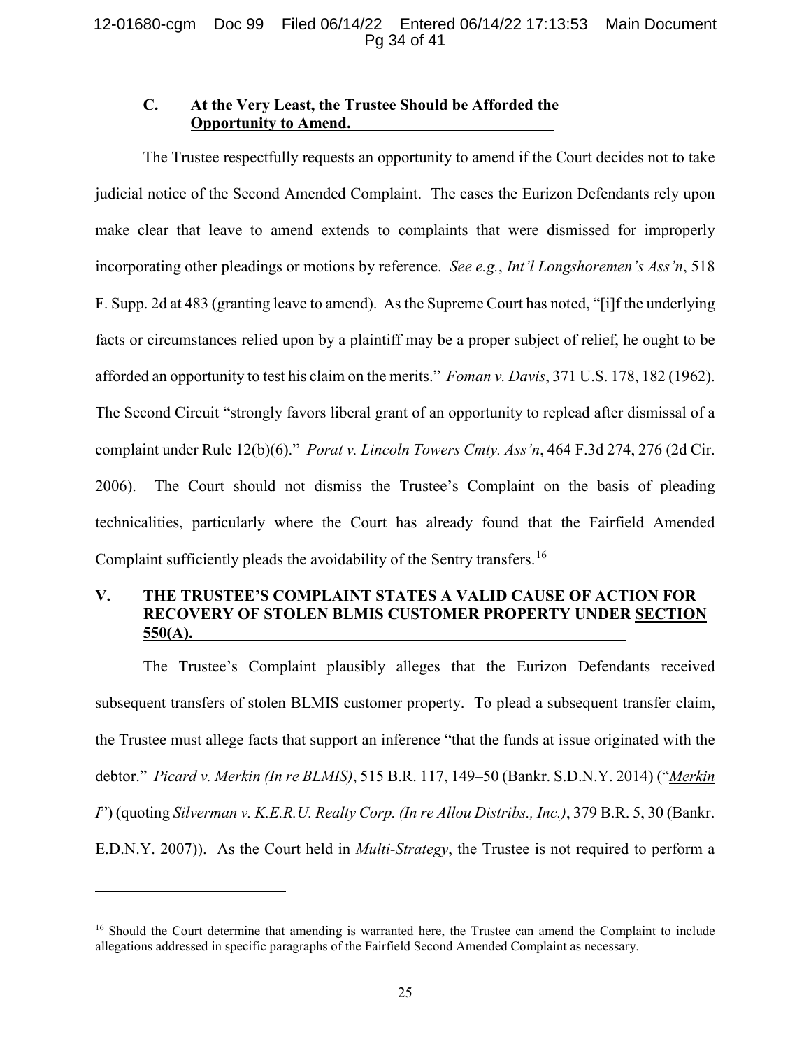### C. At the Very Least, the Trustee Should be Afforded the Opportunity to Amend.

The Trustee respectfully requests an opportunity to amend if the Court decides not to take judicial notice of the Second Amended Complaint. The cases the Eurizon Defendants rely upon make clear that leave to amend extends to complaints that were dismissed for improperly incorporating other pleadings or motions by reference. *See e.g.*, *Int'l Longshoremen's Ass'n*, 518 F. Supp. 2d at 483 (granting leave to amend). As the Supreme Court has noted, "[i]f the underlying facts or circumstances relied upon by a plaintiff may be a proper subject of relief, he ought to be afforded an opportunity to test his claim on the merits." *Foman v. Davis*, 371 U.S. 178, 182 (1962). The Second Circuit "strongly favors liberal grant of an opportunity to replead after dismissal of a complaint under Rule 12(b)(6)." *Porat v. Lincoln Towers Cmty. Ass'n*, 464 F.3d 274, 276 (2d Cir. 2006). The Court should not dismiss the Trustee's Complaint on the basis of pleading technicalities, particularly where the Court has already found that the Fairfield Amended Complaint sufficiently pleads the avoidability of the Sentry transfers.[16]

## V. THE TRUSTEE'S COMPLAINT STATES A VALID CAUSE OF ACTION FOR RECOVERY OF STOLEN BLMIS CUSTOMER PROPERTY UNDER SECTION 550(A).

The Trustee's Complaint plausibly alleges that the Eurizon Defendants received subsequent transfers of stolen BLMIS customer property. To plead a subsequent transfer claim, the Trustee must allege facts that support an inference "that the funds at issue originated with the debtor." *Picard v. Merkin (In re BLMIS)*, 515 B.R. 117, 149–50 (Bankr. S.D.N.Y. 2014) ("*Merkin I*") (quoting *Silverman v. K.E.R.U. Realty Corp. (In re Allou Distribs., Inc.)*, 379 B.R. 5, 30 (Bankr. E.D.N.Y. 2007)). As the Court held in *Multi-Strategy*, the Trustee is not required to perform a

---

[16] Should the Court determine that amending is warranted here, the Trustee can amend the Complaint to include allegations addressed in specific paragraphs of the Fairfield Second Amended Complaint as necessary.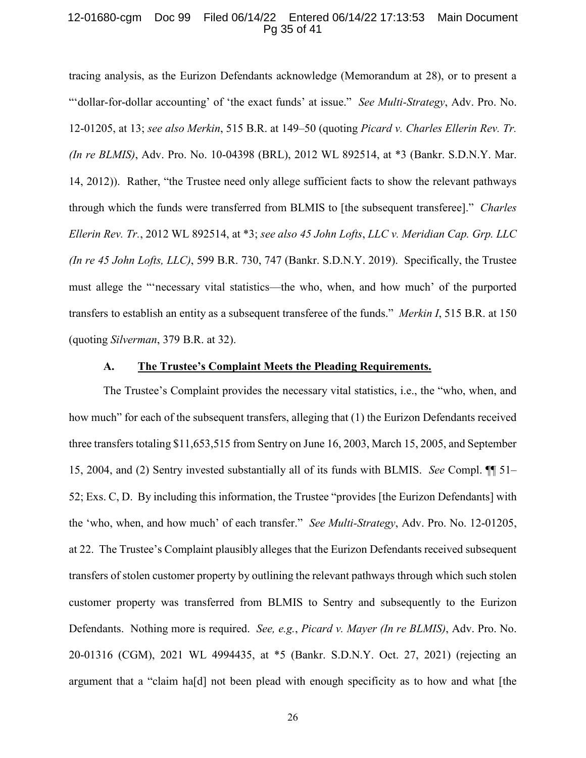tracing analysis, as the Eurizon Defendants acknowledge (Memorandum at 28), or to present a "'dollar-for-dollar accounting' of 'the exact funds' at issue." *See Multi-Strategy*, Adv. Pro. No. 12-01205, at 13; *see also Merkin*, 515 B.R. at 149–50 (quoting *Picard v. Charles Ellerin Rev. Tr. (In re BLMIS)*, Adv. Pro. No. 10-04398 (BRL), 2012 WL 892514, at *3 (Bankr. S.D.N.Y. Mar. 14, 2012)). Rather, "the Trustee need only allege sufficient facts to show the relevant pathways through which the funds were transferred from BLMIS to [the subsequent transferee]." *Charles Ellerin Rev. Tr.*, 2012 WL 892514, at *3; *see also 45 John Lofts, LLC v. Meridian Cap. Grp. LLC (In re 45 John Lofts, LLC)*, 599 B.R. 730, 747 (Bankr. S.D.N.Y. 2019). Specifically, the Trustee must allege the "'necessary vital statistics—the who, when, and how much' of the purported transfers to establish an entity as a subsequent transferee of the funds." *Merkin I*, 515 B.R. at 150 (quoting *Silverman*, 379 B.R. at 32).

### A. The Trustee's Complaint Meets the Pleading Requirements.

The Trustee's Complaint provides the necessary vital statistics, i.e., the "who, when, and how much" for each of the subsequent transfers, alleging that (1) the Eurizon Defendants received three transfers totaling $11,653,515 from Sentry on June 16, 2003, March 15, 2005, and September 15, 2004, and (2) Sentry invested substantially all of its funds with BLMIS. *See* Compl. ¶¶ 51–52; Exs. C, D. By including this information, the Trustee "provides [the Eurizon Defendants] with the 'who, when, and how much' of each transfer." *See Multi-Strategy*, Adv. Pro. No. 12-01205, at 22. The Trustee's Complaint plausibly alleges that the Eurizon Defendants received subsequent transfers of stolen customer property by outlining the relevant pathways through which such stolen customer property was transferred from BLMIS to Sentry and subsequently to the Eurizon Defendants. Nothing more is required. *See, e.g.*, *Picard v. Mayer (In re BLMIS)*, Adv. Pro. No. 20-01316 (CGM), 2021 WL 4994435, at *5 (Bankr. S.D.N.Y. Oct. 27, 2021) (rejecting an argument that a "claim ha[d] not been plead with enough specificity as to how and what [the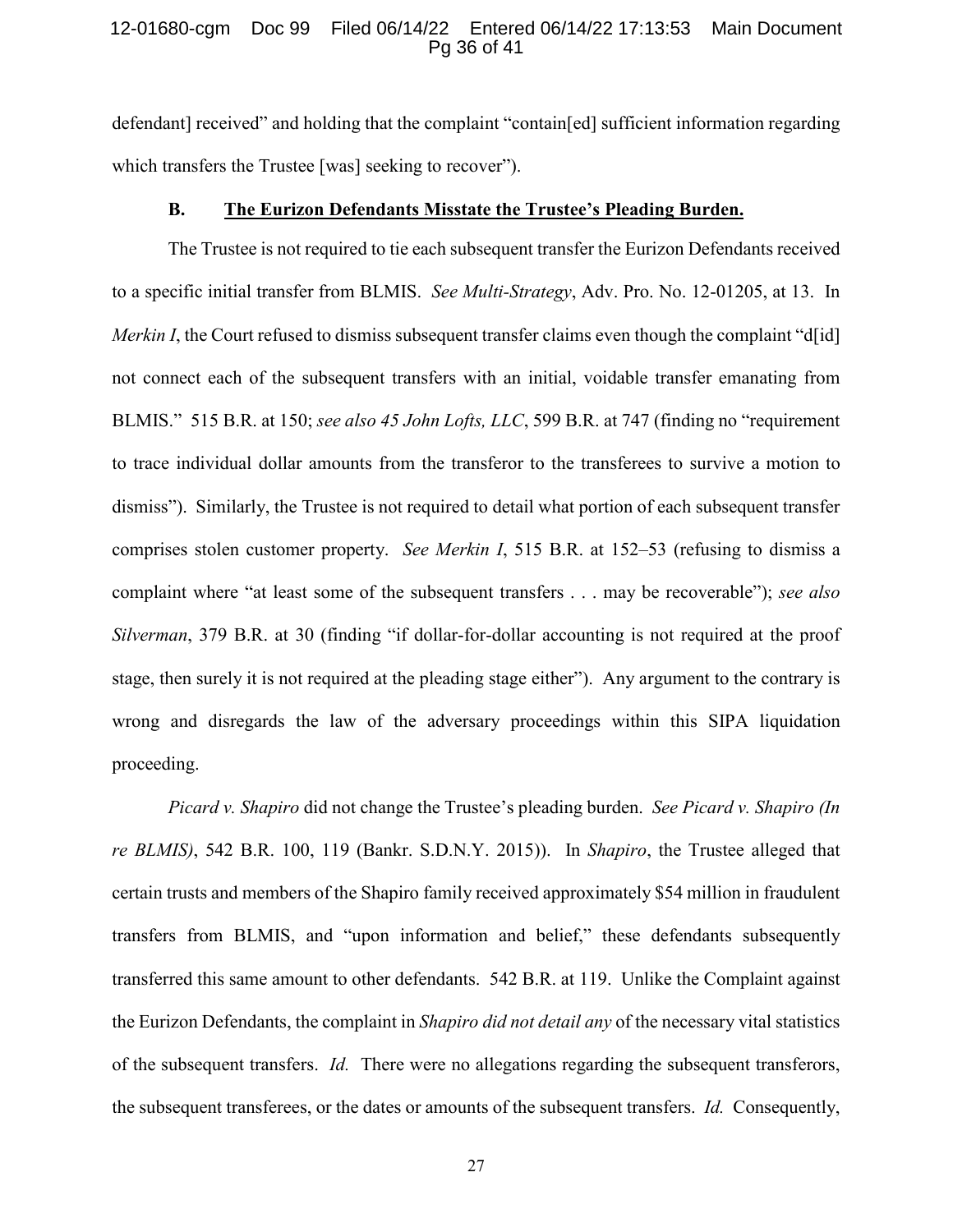defendant] received" and holding that the complaint "contain[ed] sufficient information regarding which transfers the Trustee [was] seeking to recover").

### B. <u>The Eurizon Defendants Misstate the Trustee's Pleading Burden.</u>

The Trustee is not required to tie each subsequent transfer the Eurizon Defendants received to a specific initial transfer from BLMIS. *See Multi-Strategy*, Adv. Pro. No. 12-01205, at 13. In *Merkin I*, the Court refused to dismiss subsequent transfer claims even though the complaint "d[id] not connect each of the subsequent transfers with an initial, voidable transfer emanating from BLMIS." 515 B.R. at 150; *see also 45 John Lofts, LLC*, 599 B.R. at 747 (finding no "requirement to trace individual dollar amounts from the transferor to the transferees to survive a motion to dismiss"). Similarly, the Trustee is not required to detail what portion of each subsequent transfer comprises stolen customer property. *See Merkin I*, 515 B.R. at 152–53 (refusing to dismiss a complaint where "at least some of the subsequent transfers . . . may be recoverable"); *see also Silverman*, 379 B.R. at 30 (finding "if dollar-for-dollar accounting is not required at the proof stage, then surely it is not required at the pleading stage either"). Any argument to the contrary is wrong and disregards the law of the adversary proceedings within this SIPA liquidation proceeding.

*Picard v. Shapiro* did not change the Trustee's pleading burden. *See Picard v. Shapiro (In re BLMIS)*, 542 B.R. 100, 119 (Bankr. S.D.N.Y. 2015)). In *Shapiro*, the Trustee alleged that certain trusts and members of the Shapiro family received approximately $54 million in fraudulent transfers from BLMIS, and "upon information and belief," these defendants subsequently transferred this same amount to other defendants. 542 B.R. at 119. Unlike the Complaint against the Eurizon Defendants, the complaint in *Shapiro did not detail any* of the necessary vital statistics of the subsequent transfers. *Id.* There were no allegations regarding the subsequent transferors, the subsequent transferees, or the dates or amounts of the subsequent transfers. *Id.* Consequently,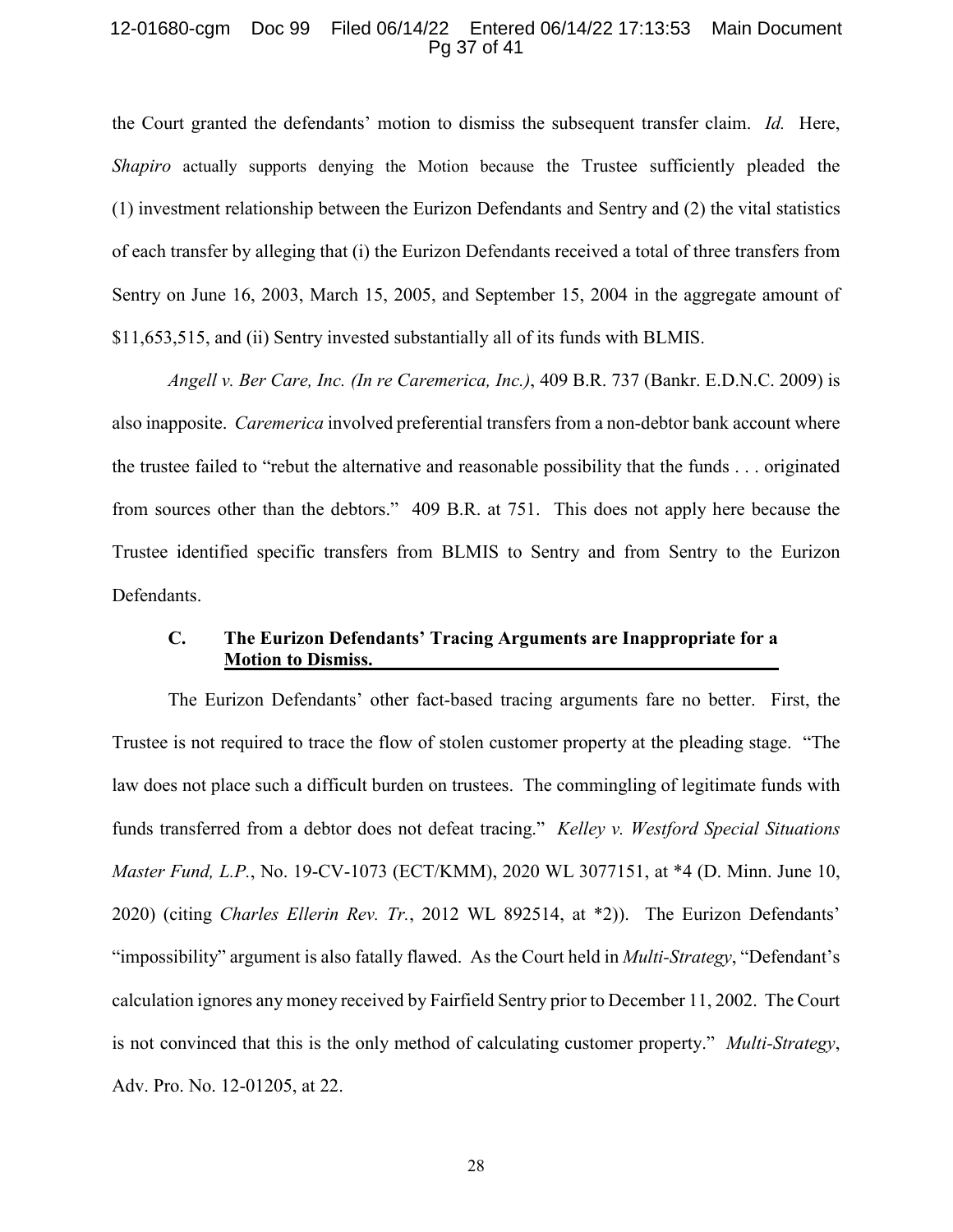the Court granted the defendants' motion to dismiss the subsequent transfer claim. *Id.* Here, *Shapiro* actually supports denying the Motion because the Trustee sufficiently pleaded the (1) investment relationship between the Eurizon Defendants and Sentry and (2) the vital statistics of each transfer by alleging that (i) the Eurizon Defendants received a total of three transfers from Sentry on June 16, 2003, March 15, 2005, and September 15, 2004 in the aggregate amount of $11,653,515, and (ii) Sentry invested substantially all of its funds with BLMIS.

*Angell v. Ber Care, Inc. (In re Caremerica, Inc.)*, 409 B.R. 737 (Bankr. E.D.N.C. 2009) is also inapposite. *Caremerica* involved preferential transfers from a non-debtor bank account where the trustee failed to "rebut the alternative and reasonable possibility that the funds . . . originated from sources other than the debtors." 409 B.R. at 751. This does not apply here because the Trustee identified specific transfers from BLMIS to Sentry and from Sentry to the Eurizon Defendants.

### C. The Eurizon Defendants' Tracing Arguments are Inappropriate for a Motion to Dismiss.

The Eurizon Defendants' other fact-based tracing arguments fare no better. First, the Trustee is not required to trace the flow of stolen customer property at the pleading stage. "The law does not place such a difficult burden on trustees. The commingling of legitimate funds with funds transferred from a debtor does not defeat tracing." *Kelley v. Westford Special Situations Master Fund, L.P.*, No. 19-CV-1073 (ECT/KMM), 2020 WL 3077151, at *4 (D. Minn. June 10, 2020) (citing *Charles Ellerin Rev. Tr.*, 2012 WL 892514, at *2)). The Eurizon Defendants' "impossibility" argument is also fatally flawed. As the Court held in *Multi-Strategy*, "Defendant's calculation ignores any money received by Fairfield Sentry prior to December 11, 2002. The Court is not convinced that this is the only method of calculating customer property." *Multi-Strategy*, Adv. Pro. No. 12-01205, at 22.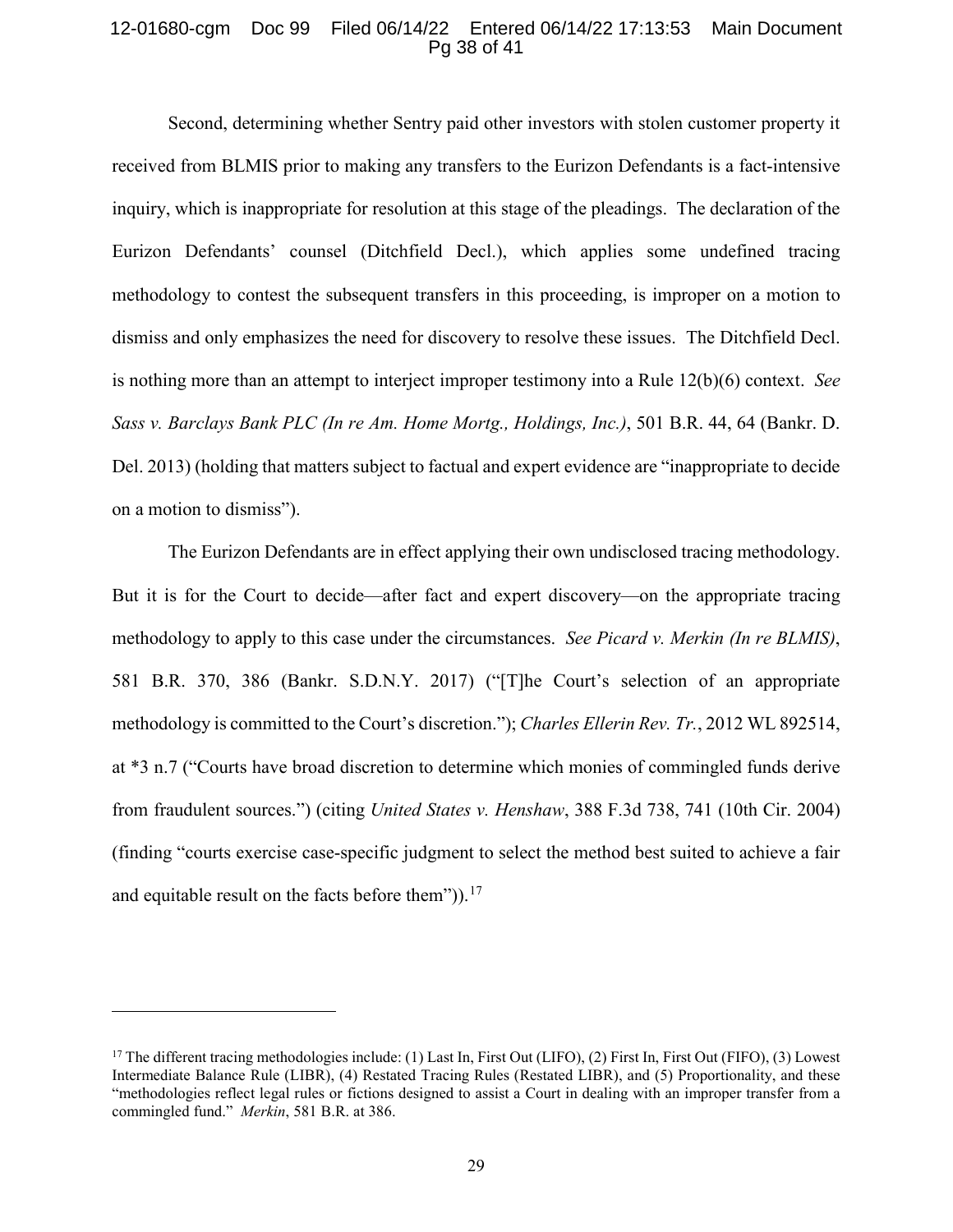Second, determining whether Sentry paid other investors with stolen customer property it received from BLMIS prior to making any transfers to the Eurizon Defendants is a fact-intensive inquiry, which is inappropriate for resolution at this stage of the pleadings. The declaration of the Eurizon Defendants' counsel (Ditchfield Decl.), which applies some undefined tracing methodology to contest the subsequent transfers in this proceeding, is improper on a motion to dismiss and only emphasizes the need for discovery to resolve these issues. The Ditchfield Decl. is nothing more than an attempt to interject improper testimony into a Rule 12(b)(6) context. *See Sass v. Barclays Bank PLC (In re Am. Home Mortg., Holdings, Inc.)*, 501 B.R. 44, 64 (Bankr. D. Del. 2013) (holding that matters subject to factual and expert evidence are "inappropriate to decide on a motion to dismiss").

The Eurizon Defendants are in effect applying their own undisclosed tracing methodology. But it is for the Court to decide—after fact and expert discovery—on the appropriate tracing methodology to apply to this case under the circumstances. *See Picard v. Merkin (In re BLMIS)*, 581 B.R. 370, 386 (Bankr. S.D.N.Y. 2017) ("[T]he Court's selection of an appropriate methodology is committed to the Court's discretion."); *Charles Ellerin Rev. Tr.*, 2012 WL 892514, at *3 n.7 ("Courts have broad discretion to determine which monies of commingled funds derive from fraudulent sources.") (citing *United States v. Henshaw*, 388 F.3d 738, 741 (10th Cir. 2004) (finding "courts exercise case-specific judgment to select the method best suited to achieve a fair and equitable result on the facts before them")).[17]

---

[17] The different tracing methodologies include: (1) Last In, First Out (LIFO), (2) First In, First Out (FIFO), (3) Lowest Intermediate Balance Rule (LIBR), (4) Restated Tracing Rules (Restated LIBR), and (5) Proportionality, and these "methodologies reflect legal rules or fictions designed to assist a Court in dealing with an improper transfer from a commingled fund." *Merkin*, 581 B.R. at 386.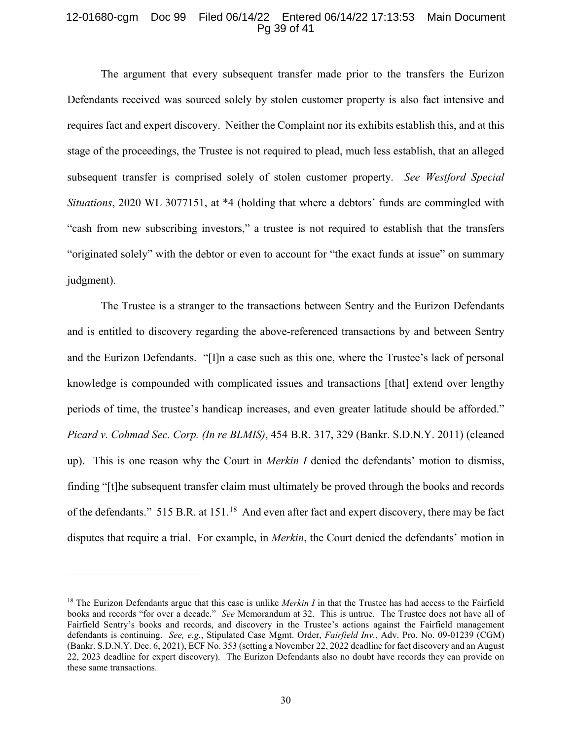The argument that every subsequent transfer made prior to the transfers the Eurizon Defendants received was sourced solely by stolen customer property is also fact intensive and requires fact and expert discovery. Neither the Complaint nor its exhibits establish this, and at this stage of the proceedings, the Trustee is not required to plead, much less establish, that an alleged subsequent transfer is comprised solely of stolen customer property. *See Westford Special Situations*, 2020 WL 3077151, at *4 (holding that where a debtors' funds are commingled with "cash from new subscribing investors," a trustee is not required to establish that the transfers "originated solely" with the debtor or even to account for "the exact funds at issue" on summary judgment).

The Trustee is a stranger to the transactions between Sentry and the Eurizon Defendants and is entitled to discovery regarding the above-referenced transactions by and between Sentry and the Eurizon Defendants. "[I]n a case such as this one, where the Trustee's lack of personal knowledge is compounded with complicated issues and transactions [that] extend over lengthy periods of time, the trustee's handicap increases, and even greater latitude should be afforded." *Picard v. Cohmad Sec. Corp. (In re BLMIS)*, 454 B.R. 317, 329 (Bankr. S.D.N.Y. 2011) (cleaned up). This is one reason why the Court in *Merkin I* denied the defendants' motion to dismiss, finding "[t]he subsequent transfer claim must ultimately be proved through the books and records of the defendants." 515 B.R. at 151.[18] And even after fact and expert discovery, there may be fact disputes that require a trial. For example, in *Merkin*, the Court denied the defendants' motion in

---

[18] The Eurizon Defendants argue that this case is unlike *Merkin I* in that the Trustee has had access to the Fairfield books and records "for over a decade." *See* Memorandum at 32. This is untrue. The Trustee does not have all of Fairfield Sentry's books and records, and discovery in the Trustee's actions against the Fairfield management defendants is continuing. *See, e.g.*, Stipulated Case Mgmt. Order, *Fairfield Inv.*, Adv. Pro. No. 09-01239 (CGM) (Bankr. S.D.N.Y. Dec. 6, 2021), ECF No. 353 (setting a November 22, 2022 deadline for fact discovery and an August 22, 2023 deadline for expert discovery). The Eurizon Defendants also no doubt have records they can provide on these same transactions.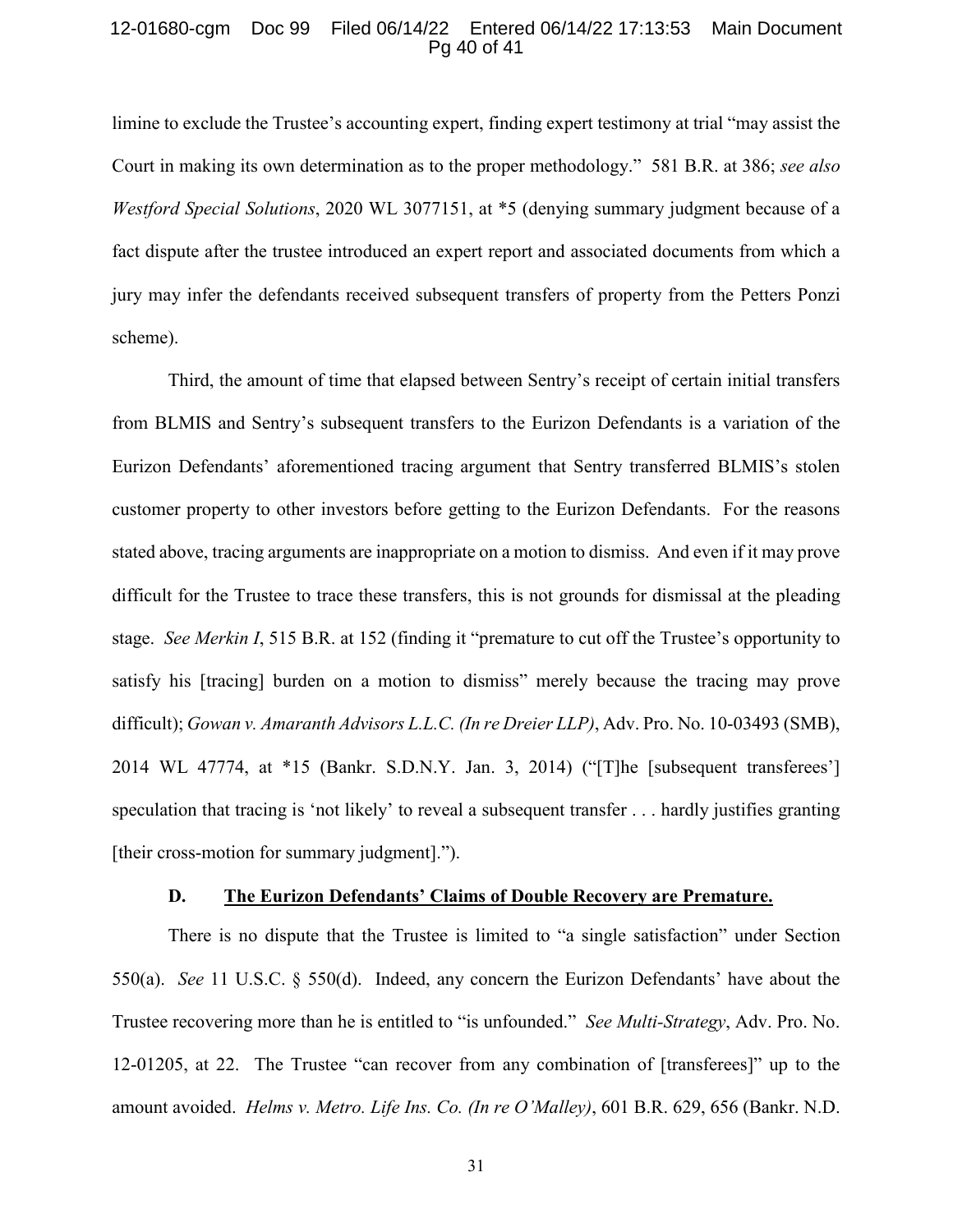limine to exclude the Trustee's accounting expert, finding expert testimony at trial "may assist the Court in making its own determination as to the proper methodology." 581 B.R. at 386; *see also Westford Special Solutions*, 2020 WL 3077151, at *5 (denying summary judgment because of a fact dispute after the trustee introduced an expert report and associated documents from which a jury may infer the defendants received subsequent transfers of property from the Petters Ponzi scheme).

Third, the amount of time that elapsed between Sentry's receipt of certain initial transfers from BLMIS and Sentry's subsequent transfers to the Eurizon Defendants is a variation of the Eurizon Defendants' aforementioned tracing argument that Sentry transferred BLMIS's stolen customer property to other investors before getting to the Eurizon Defendants. For the reasons stated above, tracing arguments are inappropriate on a motion to dismiss. And even if it may prove difficult for the Trustee to trace these transfers, this is not grounds for dismissal at the pleading stage. *See Merkin I*, 515 B.R. at 152 (finding it "premature to cut off the Trustee's opportunity to satisfy his [tracing] burden on a motion to dismiss" merely because the tracing may prove difficult); *Gowan v. Amaranth Advisors L.L.C. (In re Dreier LLP)*, Adv. Pro. No. 10-03493 (SMB), 2014 WL 47774, at *15 (Bankr. S.D.N.Y. Jan. 3, 2014) ("[T]he [subsequent transferees'] speculation that tracing is 'not likely' to reveal a subsequent transfer . . . hardly justifies granting [their cross-motion for summary judgment].").

### D. <u>The Eurizon Defendants' Claims of Double Recovery are Premature.</u>

There is no dispute that the Trustee is limited to "a single satisfaction" under Section 550(a). *See* 11 U.S.C. § 550(d). Indeed, any concern the Eurizon Defendants' have about the Trustee recovering more than he is entitled to "is unfounded." *See Multi-Strategy*, Adv. Pro. No. 12-01205, at 22. The Trustee "can recover from any combination of [transferees]" up to the amount avoided. *Helms v. Metro. Life Ins. Co. (In re O'Malley)*, 601 B.R. 629, 656 (Bankr. N.D.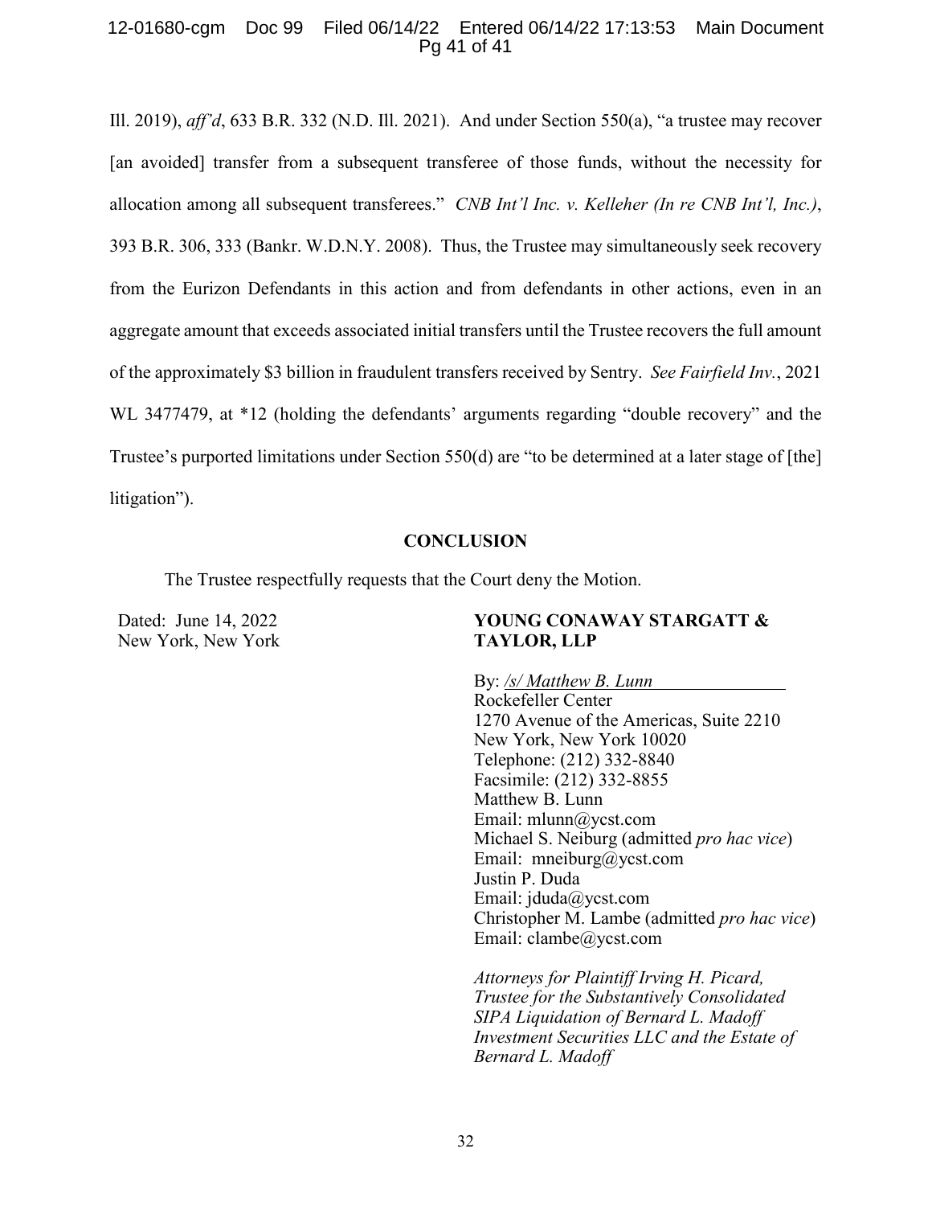Ill. 2019), *aff'd*, 633 B.R. 332 (N.D. Ill. 2021). And under Section 550(a), "a trustee may recover [an avoided] transfer from a subsequent transferee of those funds, without the necessity for allocation among all subsequent transferees." *CNB Int'l Inc. v. Kelleher (In re CNB Int'l, Inc.)*, 393 B.R. 306, 333 (Bankr. W.D.N.Y. 2008). Thus, the Trustee may simultaneously seek recovery from the Eurizon Defendants in this action and from defendants in other actions, even in an aggregate amount that exceeds associated initial transfers until the Trustee recovers the full amount of the approximately $3 billion in fraudulent transfers received by Sentry. *See Fairfield Inv.*, 2021 WL 3477479, at *12 (holding the defendants' arguments regarding "double recovery" and the Trustee's purported limitations under Section 550(d) are "to be determined at a later stage of [the] litigation").

## CONCLUSION

The Trustee respectfully requests that the Court deny the Motion.

Dated: June 14, 2022
New York, New York

**YOUNG CONAWAY STARGATT & TAYLOR, LLP**

By: */s/ Matthew B. Lunn*
Rockefeller Center
1270 Avenue of the Americas, Suite 2210
New York, New York 10020
Telephone: (212) 332-8840
Facsimile: (212) 332-8855
Matthew B. Lunn
Email: mlunn@ycst.com
Michael S. Neiburg (admitted *pro hac vice*)
Email: mneiburg@ycst.com
Justin P. Duda
Email: jduda@ycst.com
Christopher M. Lambe (admitted *pro hac vice*)
Email: clambe@ycst.com

*Attorneys for Plaintiff Irving H. Picard, Trustee for the Substantively Consolidated SIPA Liquidation of Bernard L. Madoff Investment Securities LLC and the Estate of Bernard L. Madoff*